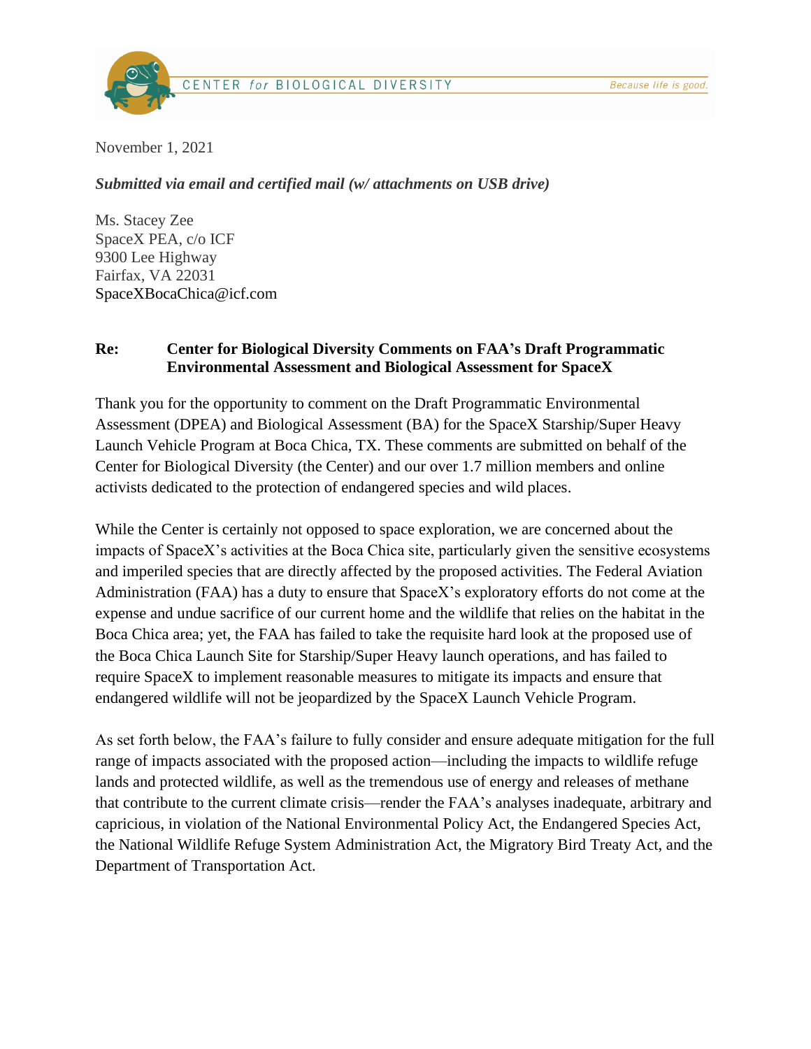CENTER for BIOLOGICAL DIVERSITY — *Because life is good.*

November 1, 2021

***Submitted via email and certified mail (w/ attachments on USB drive)***

Ms. Stacey Zee
SpaceX PEA, c/o ICF
9300 Lee Highway
Fairfax, VA 22031
SpaceXBocaChica@icf.com

**Re: Center for Biological Diversity Comments on FAA's Draft Programmatic Environmental Assessment and Biological Assessment for SpaceX**

Thank you for the opportunity to comment on the Draft Programmatic Environmental Assessment (DPEA) and Biological Assessment (BA) for the SpaceX Starship/Super Heavy Launch Vehicle Program at Boca Chica, TX. These comments are submitted on behalf of the Center for Biological Diversity (the Center) and our over 1.7 million members and online activists dedicated to the protection of endangered species and wild places.

While the Center is certainly not opposed to space exploration, we are concerned about the impacts of SpaceX's activities at the Boca Chica site, particularly given the sensitive ecosystems and imperiled species that are directly affected by the proposed activities. The Federal Aviation Administration (FAA) has a duty to ensure that SpaceX's exploratory efforts do not come at the expense and undue sacrifice of our current home and the wildlife that relies on the habitat in the Boca Chica area; yet, the FAA has failed to take the requisite hard look at the proposed use of the Boca Chica Launch Site for Starship/Super Heavy launch operations, and has failed to require SpaceX to implement reasonable measures to mitigate its impacts and ensure that endangered wildlife will not be jeopardized by the SpaceX Launch Vehicle Program.

As set forth below, the FAA's failure to fully consider and ensure adequate mitigation for the full range of impacts associated with the proposed action—including the impacts to wildlife refuge lands and protected wildlife, as well as the tremendous use of energy and releases of methane that contribute to the current climate crisis—render the FAA's analyses inadequate, arbitrary and capricious, in violation of the National Environmental Policy Act, the Endangered Species Act, the National Wildlife Refuge System Administration Act, the Migratory Bird Treaty Act, and the Department of Transportation Act.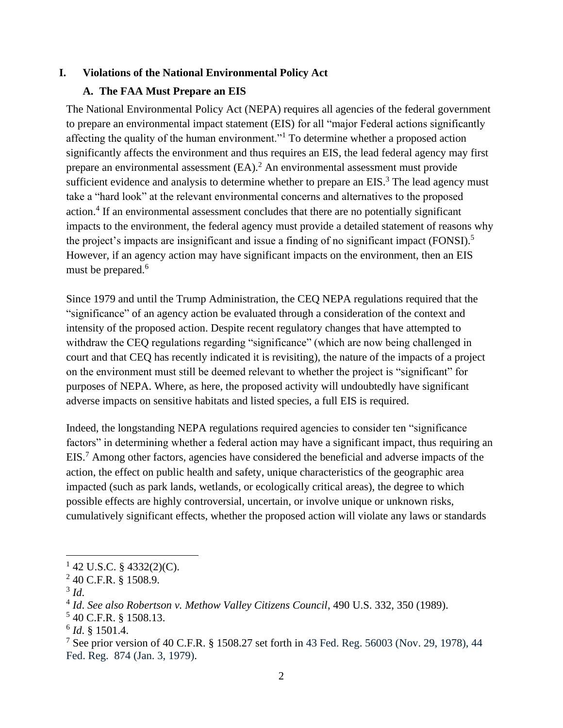## I. Violations of the National Environmental Policy Act

### A. The FAA Must Prepare an EIS

The National Environmental Policy Act (NEPA) requires all agencies of the federal government to prepare an environmental impact statement (EIS) for all "major Federal actions significantly affecting the quality of the human environment."[1] To determine whether a proposed action significantly affects the environment and thus requires an EIS, the lead federal agency may first prepare an environmental assessment (EA).[2] An environmental assessment must provide sufficient evidence and analysis to determine whether to prepare an EIS.[3] The lead agency must take a "hard look" at the relevant environmental concerns and alternatives to the proposed action.[4] If an environmental assessment concludes that there are no potentially significant impacts to the environment, the federal agency must provide a detailed statement of reasons why the project's impacts are insignificant and issue a finding of no significant impact (FONSI).[5] However, if an agency action may have significant impacts on the environment, then an EIS must be prepared.[6]

Since 1979 and until the Trump Administration, the CEQ NEPA regulations required that the "significance" of an agency action be evaluated through a consideration of the context and intensity of the proposed action. Despite recent regulatory changes that have attempted to withdraw the CEQ regulations regarding "significance" (which are now being challenged in court and that CEQ has recently indicated it is revisiting), the nature of the impacts of a project on the environment must still be deemed relevant to whether the project is "significant" for purposes of NEPA. Where, as here, the proposed activity will undoubtedly have significant adverse impacts on sensitive habitats and listed species, a full EIS is required.

Indeed, the longstanding NEPA regulations required agencies to consider ten "significance factors" in determining whether a federal action may have a significant impact, thus requiring an EIS.[7] Among other factors, agencies have considered the beneficial and adverse impacts of the action, the effect on public health and safety, unique characteristics of the geographic area impacted (such as park lands, wetlands, or ecologically critical areas), the degree to which possible effects are highly controversial, uncertain, or involve unique or unknown risks, cumulatively significant effects, whether the proposed action will violate any laws or standards

---

[1] 42 U.S.C. § 4332(2)(C).

[2] 40 C.F.R. § 1508.9.

[3] *Id.*

[4] *Id. See also Robertson v. Methow Valley Citizens Council*, 490 U.S. 332, 350 (1989).

[5] 40 C.F.R. § 1508.13.

[6] *Id.* § 1501.4.

[7] See prior version of 40 C.F.R. § 1508.27 set forth in 43 Fed. Reg. 56003 (Nov. 29, 1978), 44 Fed. Reg. 874 (Jan. 3, 1979).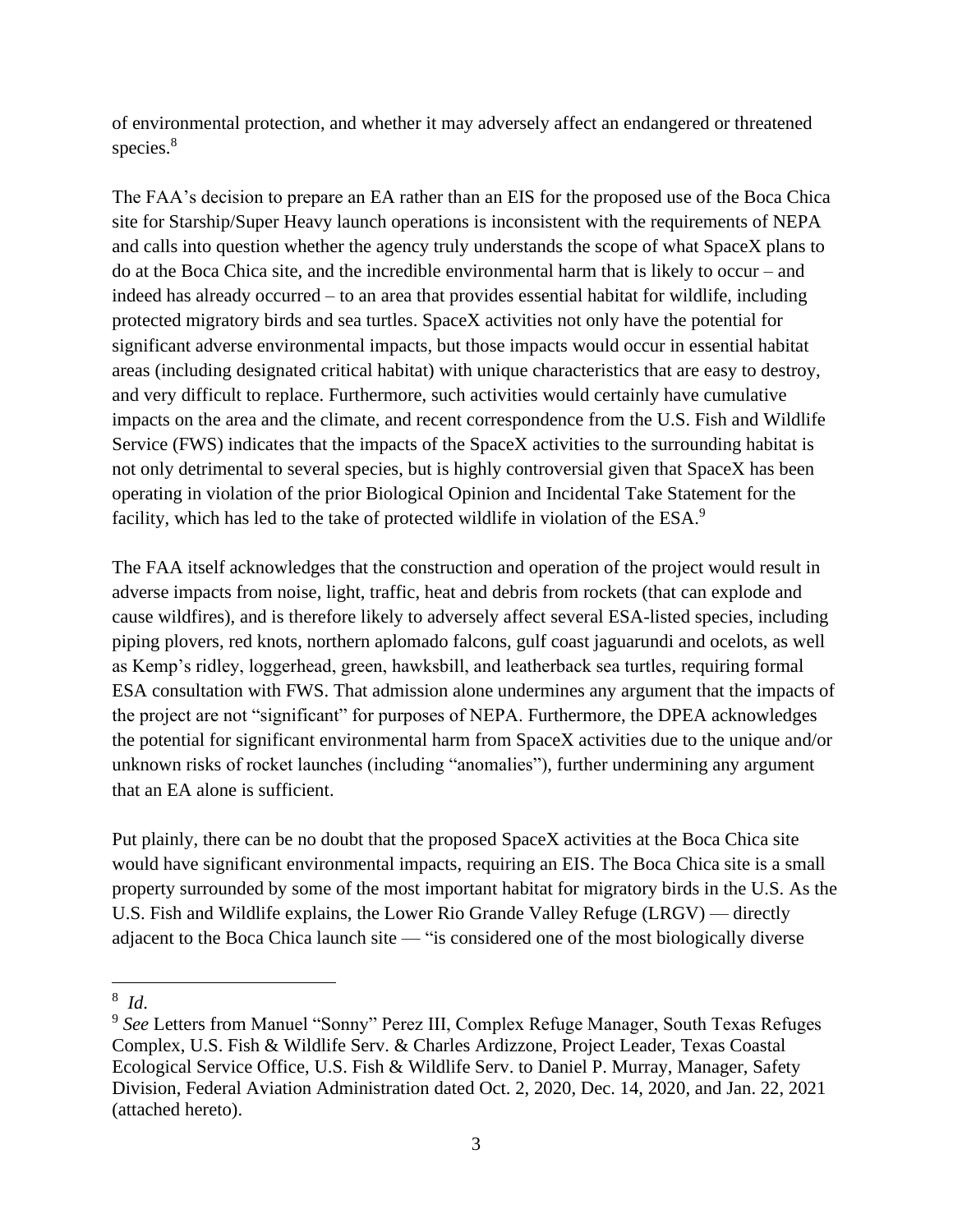of environmental protection, and whether it may adversely affect an endangered or threatened species.[8]

The FAA's decision to prepare an EA rather than an EIS for the proposed use of the Boca Chica site for Starship/Super Heavy launch operations is inconsistent with the requirements of NEPA and calls into question whether the agency truly understands the scope of what SpaceX plans to do at the Boca Chica site, and the incredible environmental harm that is likely to occur – and indeed has already occurred – to an area that provides essential habitat for wildlife, including protected migratory birds and sea turtles. SpaceX activities not only have the potential for significant adverse environmental impacts, but those impacts would occur in essential habitat areas (including designated critical habitat) with unique characteristics that are easy to destroy, and very difficult to replace. Furthermore, such activities would certainly have cumulative impacts on the area and the climate, and recent correspondence from the U.S. Fish and Wildlife Service (FWS) indicates that the impacts of the SpaceX activities to the surrounding habitat is not only detrimental to several species, but is highly controversial given that SpaceX has been operating in violation of the prior Biological Opinion and Incidental Take Statement for the facility, which has led to the take of protected wildlife in violation of the ESA.[9]

The FAA itself acknowledges that the construction and operation of the project would result in adverse impacts from noise, light, traffic, heat and debris from rockets (that can explode and cause wildfires), and is therefore likely to adversely affect several ESA-listed species, including piping plovers, red knots, northern aplomado falcons, gulf coast jaguarundi and ocelots, as well as Kemp's ridley, loggerhead, green, hawksbill, and leatherback sea turtles, requiring formal ESA consultation with FWS. That admission alone undermines any argument that the impacts of the project are not "significant" for purposes of NEPA. Furthermore, the DPEA acknowledges the potential for significant environmental harm from SpaceX activities due to the unique and/or unknown risks of rocket launches (including "anomalies"), further undermining any argument that an EA alone is sufficient.

Put plainly, there can be no doubt that the proposed SpaceX activities at the Boca Chica site would have significant environmental impacts, requiring an EIS. The Boca Chica site is a small property surrounded by some of the most important habitat for migratory birds in the U.S. As the U.S. Fish and Wildlife explains, the Lower Rio Grande Valley Refuge (LRGV) — directly adjacent to the Boca Chica launch site — "is considered one of the most biologically diverse

---

[8] *Id*.

[9] *See* Letters from Manuel "Sonny" Perez III, Complex Refuge Manager, South Texas Refuges Complex, U.S. Fish & Wildlife Serv. & Charles Ardizzone, Project Leader, Texas Coastal Ecological Service Office, U.S. Fish & Wildlife Serv. to Daniel P. Murray, Manager, Safety Division, Federal Aviation Administration dated Oct. 2, 2020, Dec. 14, 2020, and Jan. 22, 2021 (attached hereto).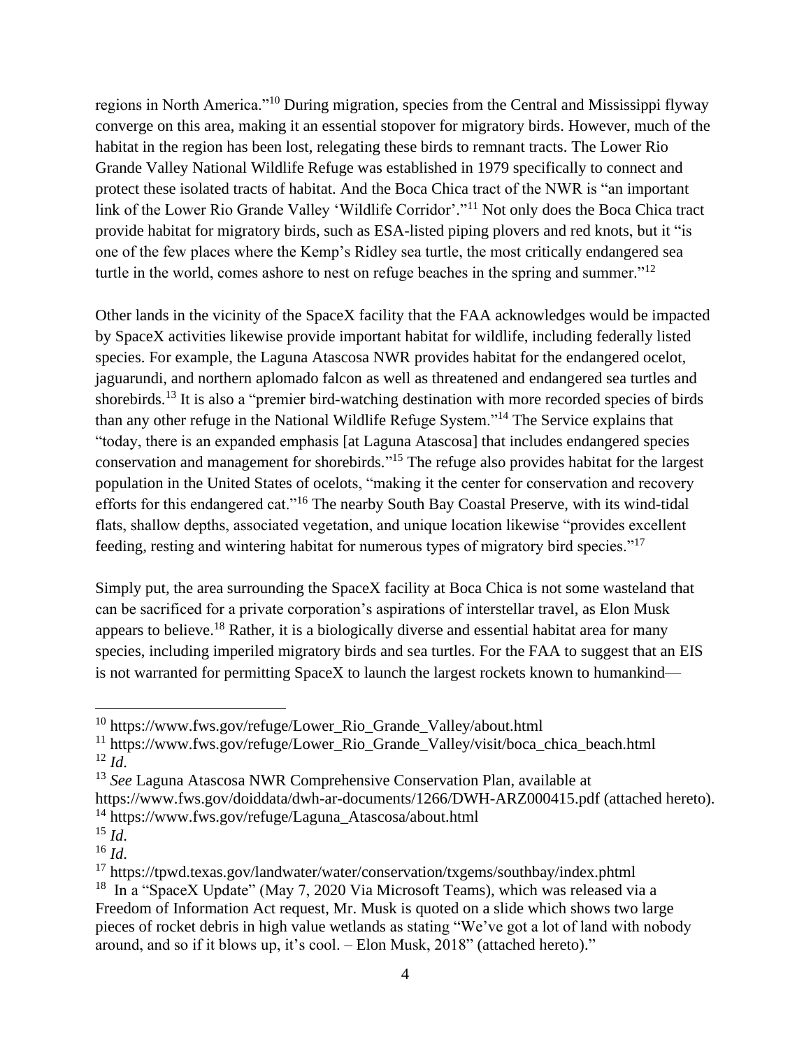regions in North America."[10] During migration, species from the Central and Mississippi flyway converge on this area, making it an essential stopover for migratory birds. However, much of the habitat in the region has been lost, relegating these birds to remnant tracts. The Lower Rio Grande Valley National Wildlife Refuge was established in 1979 specifically to connect and protect these isolated tracts of habitat. And the Boca Chica tract of the NWR is "an important link of the Lower Rio Grande Valley 'Wildlife Corridor'."[11] Not only does the Boca Chica tract provide habitat for migratory birds, such as ESA-listed piping plovers and red knots, but it "is one of the few places where the Kemp's Ridley sea turtle, the most critically endangered sea turtle in the world, comes ashore to nest on refuge beaches in the spring and summer."[12]

Other lands in the vicinity of the SpaceX facility that the FAA acknowledges would be impacted by SpaceX activities likewise provide important habitat for wildlife, including federally listed species. For example, the Laguna Atascosa NWR provides habitat for the endangered ocelot, jaguarundi, and northern aplomado falcon as well as threatened and endangered sea turtles and shorebirds.[13] It is also a "premier bird-watching destination with more recorded species of birds than any other refuge in the National Wildlife Refuge System."[14] The Service explains that "today, there is an expanded emphasis [at Laguna Atascosa] that includes endangered species conservation and management for shorebirds."[15] The refuge also provides habitat for the largest population in the United States of ocelots, "making it the center for conservation and recovery efforts for this endangered cat."[16] The nearby South Bay Coastal Preserve, with its wind-tidal flats, shallow depths, associated vegetation, and unique location likewise "provides excellent feeding, resting and wintering habitat for numerous types of migratory bird species."[17]

Simply put, the area surrounding the SpaceX facility at Boca Chica is not some wasteland that can be sacrificed for a private corporation's aspirations of interstellar travel, as Elon Musk appears to believe.[18] Rather, it is a biologically diverse and essential habitat area for many species, including imperiled migratory birds and sea turtles. For the FAA to suggest that an EIS is not warranted for permitting SpaceX to launch the largest rockets known to humankind—

---

[10] https://www.fws.gov/refuge/Lower_Rio_Grande_Valley/about.html

[11] https://www.fws.gov/refuge/Lower_Rio_Grande_Valley/visit/boca_chica_beach.html

[12] *Id*.

[13] *See* Laguna Atascosa NWR Comprehensive Conservation Plan, available at https://www.fws.gov/doiddata/dwh-ar-documents/1266/DWH-ARZ000415.pdf (attached hereto).

[14] https://www.fws.gov/refuge/Laguna_Atascosa/about.html

[15] *Id*.

[16] *Id*.

[17] https://tpwd.texas.gov/landwater/water/conservation/txgems/southbay/index.phtml

[18] In a "SpaceX Update" (May 7, 2020 Via Microsoft Teams), which was released via a Freedom of Information Act request, Mr. Musk is quoted on a slide which shows two large pieces of rocket debris in high value wetlands as stating "We've got a lot of land with nobody around, and so if it blows up, it's cool. – Elon Musk, 2018" (attached hereto)."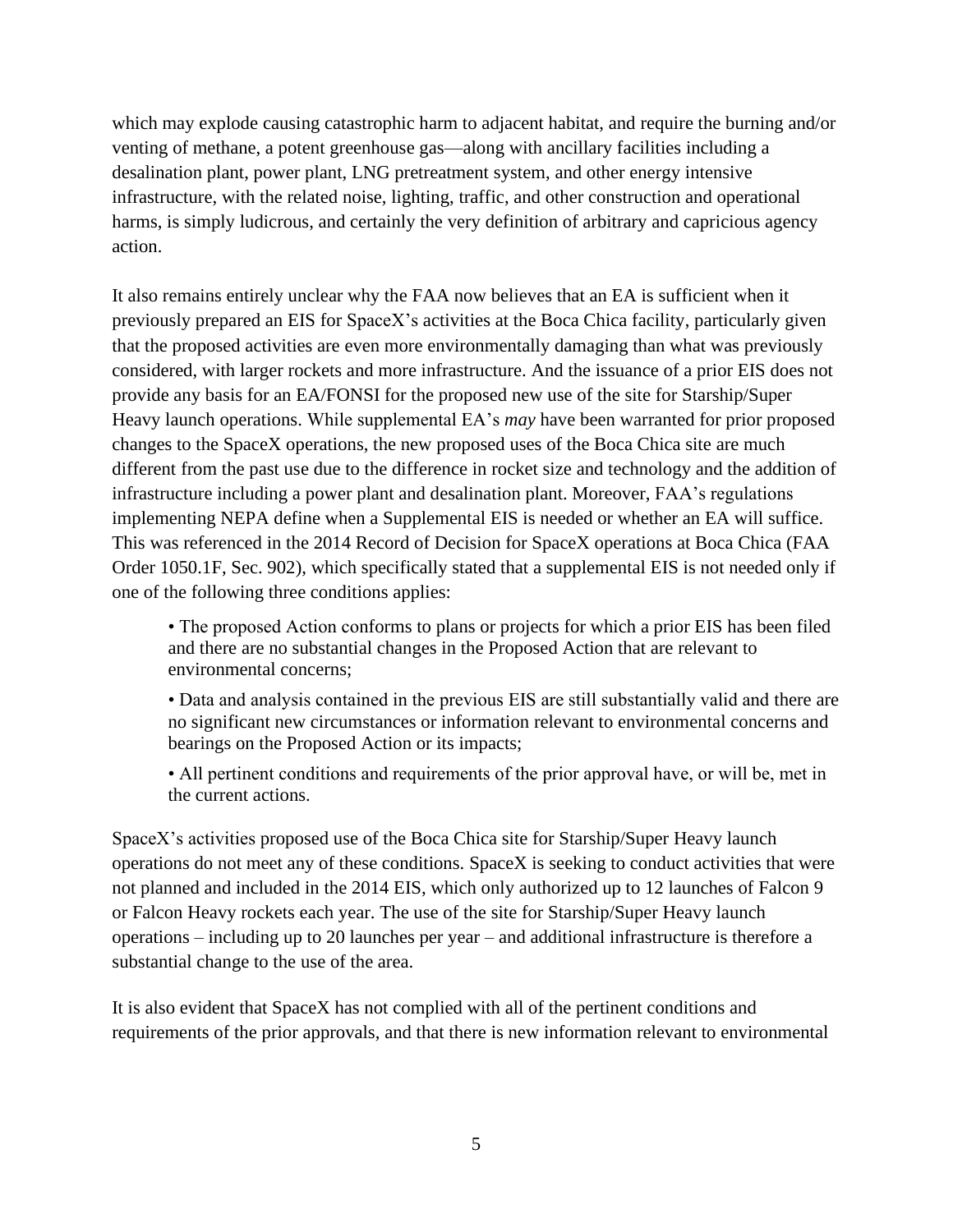which may explode causing catastrophic harm to adjacent habitat, and require the burning and/or venting of methane, a potent greenhouse gas—along with ancillary facilities including a desalination plant, power plant, LNG pretreatment system, and other energy intensive infrastructure, with the related noise, lighting, traffic, and other construction and operational harms, is simply ludicrous, and certainly the very definition of arbitrary and capricious agency action.

It also remains entirely unclear why the FAA now believes that an EA is sufficient when it previously prepared an EIS for SpaceX's activities at the Boca Chica facility, particularly given that the proposed activities are even more environmentally damaging than what was previously considered, with larger rockets and more infrastructure. And the issuance of a prior EIS does not provide any basis for an EA/FONSI for the proposed new use of the site for Starship/Super Heavy launch operations. While supplemental EA's *may* have been warranted for prior proposed changes to the SpaceX operations, the new proposed uses of the Boca Chica site are much different from the past use due to the difference in rocket size and technology and the addition of infrastructure including a power plant and desalination plant. Moreover, FAA's regulations implementing NEPA define when a Supplemental EIS is needed or whether an EA will suffice. This was referenced in the 2014 Record of Decision for SpaceX operations at Boca Chica (FAA Order 1050.1F, Sec. 902), which specifically stated that a supplemental EIS is not needed only if one of the following three conditions applies:

> • The proposed Action conforms to plans or projects for which a prior EIS has been filed and there are no substantial changes in the Proposed Action that are relevant to environmental concerns;
>
> • Data and analysis contained in the previous EIS are still substantially valid and there are no significant new circumstances or information relevant to environmental concerns and bearings on the Proposed Action or its impacts;
>
> • All pertinent conditions and requirements of the prior approval have, or will be, met in the current actions.

SpaceX's activities proposed use of the Boca Chica site for Starship/Super Heavy launch operations do not meet any of these conditions. SpaceX is seeking to conduct activities that were not planned and included in the 2014 EIS, which only authorized up to 12 launches of Falcon 9 or Falcon Heavy rockets each year. The use of the site for Starship/Super Heavy launch operations – including up to 20 launches per year – and additional infrastructure is therefore a substantial change to the use of the area.

It is also evident that SpaceX has not complied with all of the pertinent conditions and requirements of the prior approvals, and that there is new information relevant to environmental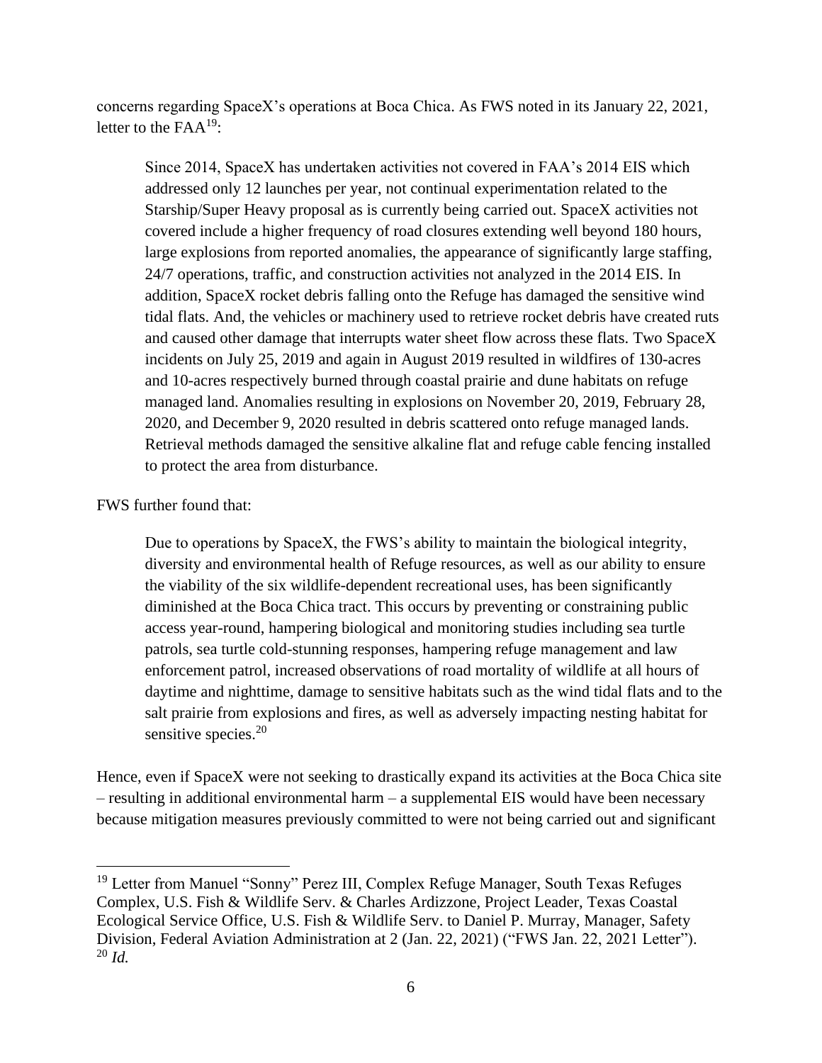concerns regarding SpaceX's operations at Boca Chica. As FWS noted in its January 22, 2021, letter to the FAA[19]:

> Since 2014, SpaceX has undertaken activities not covered in FAA's 2014 EIS which addressed only 12 launches per year, not continual experimentation related to the Starship/Super Heavy proposal as is currently being carried out. SpaceX activities not covered include a higher frequency of road closures extending well beyond 180 hours, large explosions from reported anomalies, the appearance of significantly large staffing, 24/7 operations, traffic, and construction activities not analyzed in the 2014 EIS. In addition, SpaceX rocket debris falling onto the Refuge has damaged the sensitive wind tidal flats. And, the vehicles or machinery used to retrieve rocket debris have created ruts and caused other damage that interrupts water sheet flow across these flats. Two SpaceX incidents on July 25, 2019 and again in August 2019 resulted in wildfires of 130-acres and 10-acres respectively burned through coastal prairie and dune habitats on refuge managed land. Anomalies resulting in explosions on November 20, 2019, February 28, 2020, and December 9, 2020 resulted in debris scattered onto refuge managed lands. Retrieval methods damaged the sensitive alkaline flat and refuge cable fencing installed to protect the area from disturbance.

FWS further found that:

> Due to operations by SpaceX, the FWS's ability to maintain the biological integrity, diversity and environmental health of Refuge resources, as well as our ability to ensure the viability of the six wildlife-dependent recreational uses, has been significantly diminished at the Boca Chica tract. This occurs by preventing or constraining public access year-round, hampering biological and monitoring studies including sea turtle patrols, sea turtle cold-stunning responses, hampering refuge management and law enforcement patrol, increased observations of road mortality of wildlife at all hours of daytime and nighttime, damage to sensitive habitats such as the wind tidal flats and to the salt prairie from explosions and fires, as well as adversely impacting nesting habitat for sensitive species.[20]

Hence, even if SpaceX were not seeking to drastically expand its activities at the Boca Chica site – resulting in additional environmental harm – a supplemental EIS would have been necessary because mitigation measures previously committed to were not being carried out and significant

---

[19] Letter from Manuel "Sonny" Perez III, Complex Refuge Manager, South Texas Refuges Complex, U.S. Fish & Wildlife Serv. & Charles Ardizzone, Project Leader, Texas Coastal Ecological Service Office, U.S. Fish & Wildlife Serv. to Daniel P. Murray, Manager, Safety Division, Federal Aviation Administration at 2 (Jan. 22, 2021) ("FWS Jan. 22, 2021 Letter").

[20] *Id.*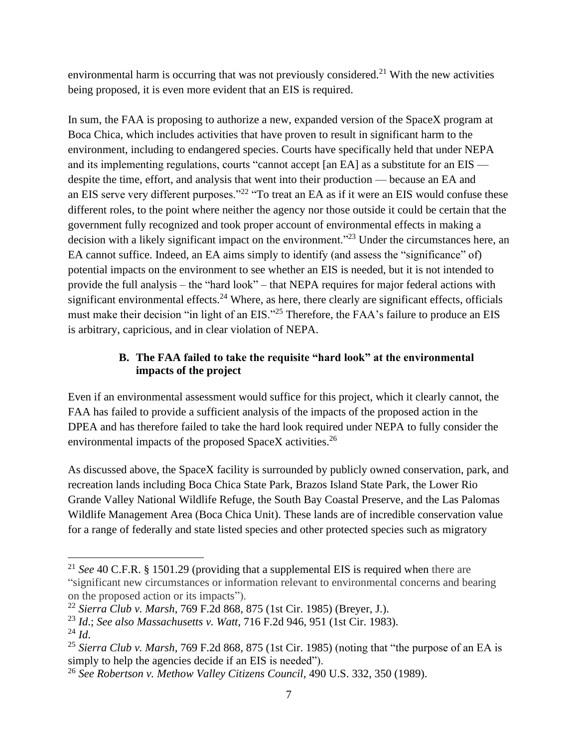environmental harm is occurring that was not previously considered.[21] With the new activities being proposed, it is even more evident that an EIS is required.

In sum, the FAA is proposing to authorize a new, expanded version of the SpaceX program at Boca Chica, which includes activities that have proven to result in significant harm to the environment, including to endangered species. Courts have specifically held that under NEPA and its implementing regulations, courts "cannot accept [an EA] as a substitute for an EIS — despite the time, effort, and analysis that went into their production — because an EA and an EIS serve very different purposes."[22] "To treat an EA as if it were an EIS would confuse these different roles, to the point where neither the agency nor those outside it could be certain that the government fully recognized and took proper account of environmental effects in making a decision with a likely significant impact on the environment."[23] Under the circumstances here, an EA cannot suffice. Indeed, an EA aims simply to identify (and assess the "significance" of) potential impacts on the environment to see whether an EIS is needed, but it is not intended to provide the full analysis – the "hard look" – that NEPA requires for major federal actions with significant environmental effects.[24] Where, as here, there clearly are significant effects, officials must make their decision "in light of an EIS."[25] Therefore, the FAA's failure to produce an EIS is arbitrary, capricious, and in clear violation of NEPA.

### B. The FAA failed to take the requisite "hard look" at the environmental impacts of the project

Even if an environmental assessment would suffice for this project, which it clearly cannot, the FAA has failed to provide a sufficient analysis of the impacts of the proposed action in the DPEA and has therefore failed to take the hard look required under NEPA to fully consider the environmental impacts of the proposed SpaceX activities.[26]

As discussed above, the SpaceX facility is surrounded by publicly owned conservation, park, and recreation lands including Boca Chica State Park, Brazos Island State Park, the Lower Rio Grande Valley National Wildlife Refuge, the South Bay Coastal Preserve, and the Las Palomas Wildlife Management Area (Boca Chica Unit). These lands are of incredible conservation value for a range of federally and state listed species and other protected species such as migratory

---

[21] *See* 40 C.F.R. § 1501.29 (providing that a supplemental EIS is required when there are "significant new circumstances or information relevant to environmental concerns and bearing on the proposed action or its impacts").

[22] *Sierra Club v. Marsh*, 769 F.2d 868, 875 (1st Cir. 1985) (Breyer, J.).

[23] *Id*.; *See also Massachusetts v. Watt*, 716 F.2d 946, 951 (1st Cir. 1983).

[24] *Id*.

[25] *Sierra Club v. Marsh*, 769 F.2d 868, 875 (1st Cir. 1985) (noting that "the purpose of an EA is simply to help the agencies decide if an EIS is needed").

[26] *See Robertson v. Methow Valley Citizens Council*, 490 U.S. 332, 350 (1989).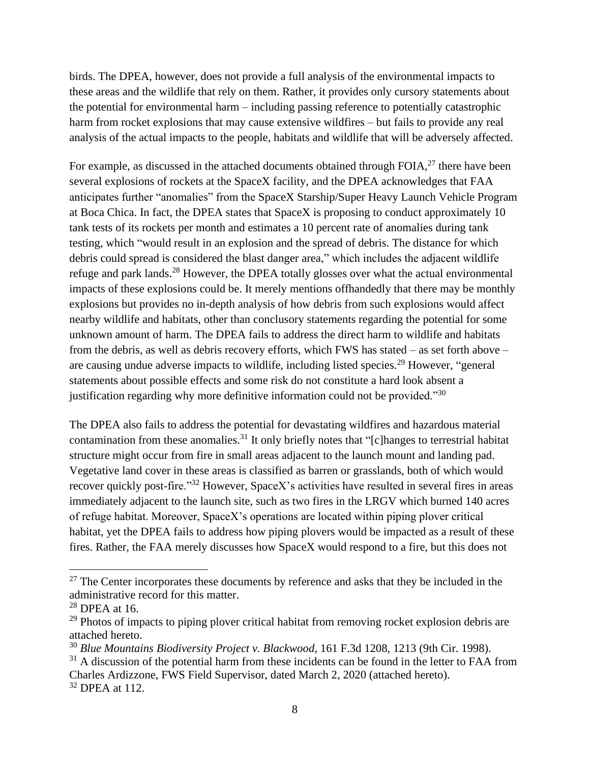birds. The DPEA, however, does not provide a full analysis of the environmental impacts to these areas and the wildlife that rely on them. Rather, it provides only cursory statements about the potential for environmental harm – including passing reference to potentially catastrophic harm from rocket explosions that may cause extensive wildfires – but fails to provide any real analysis of the actual impacts to the people, habitats and wildlife that will be adversely affected.

For example, as discussed in the attached documents obtained through FOIA,[27] there have been several explosions of rockets at the SpaceX facility, and the DPEA acknowledges that FAA anticipates further "anomalies" from the SpaceX Starship/Super Heavy Launch Vehicle Program at Boca Chica. In fact, the DPEA states that SpaceX is proposing to conduct approximately 10 tank tests of its rockets per month and estimates a 10 percent rate of anomalies during tank testing, which "would result in an explosion and the spread of debris. The distance for which debris could spread is considered the blast danger area," which includes the adjacent wildlife refuge and park lands.[28] However, the DPEA totally glosses over what the actual environmental impacts of these explosions could be. It merely mentions offhandedly that there may be monthly explosions but provides no in-depth analysis of how debris from such explosions would affect nearby wildlife and habitats, other than conclusory statements regarding the potential for some unknown amount of harm. The DPEA fails to address the direct harm to wildlife and habitats from the debris, as well as debris recovery efforts, which FWS has stated – as set forth above – are causing undue adverse impacts to wildlife, including listed species.[29] However, "general statements about possible effects and some risk do not constitute a hard look absent a justification regarding why more definitive information could not be provided."[30]

The DPEA also fails to address the potential for devastating wildfires and hazardous material contamination from these anomalies.[31] It only briefly notes that "[c]hanges to terrestrial habitat structure might occur from fire in small areas adjacent to the launch mount and landing pad. Vegetative land cover in these areas is classified as barren or grasslands, both of which would recover quickly post-fire."[32] However, SpaceX's activities have resulted in several fires in areas immediately adjacent to the launch site, such as two fires in the LRGV which burned 140 acres of refuge habitat. Moreover, SpaceX's operations are located within piping plover critical habitat, yet the DPEA fails to address how piping plovers would be impacted as a result of these fires. Rather, the FAA merely discusses how SpaceX would respond to a fire, but this does not

---

[27] The Center incorporates these documents by reference and asks that they be included in the administrative record for this matter.

[28] DPEA at 16.

[29] Photos of impacts to piping plover critical habitat from removing rocket explosion debris are attached hereto.

[30] *Blue Mountains Biodiversity Project v. Blackwood*, 161 F.3d 1208, 1213 (9th Cir. 1998).

[31] A discussion of the potential harm from these incidents can be found in the letter to FAA from Charles Ardizzone, FWS Field Supervisor, dated March 2, 2020 (attached hereto).

[32] DPEA at 112.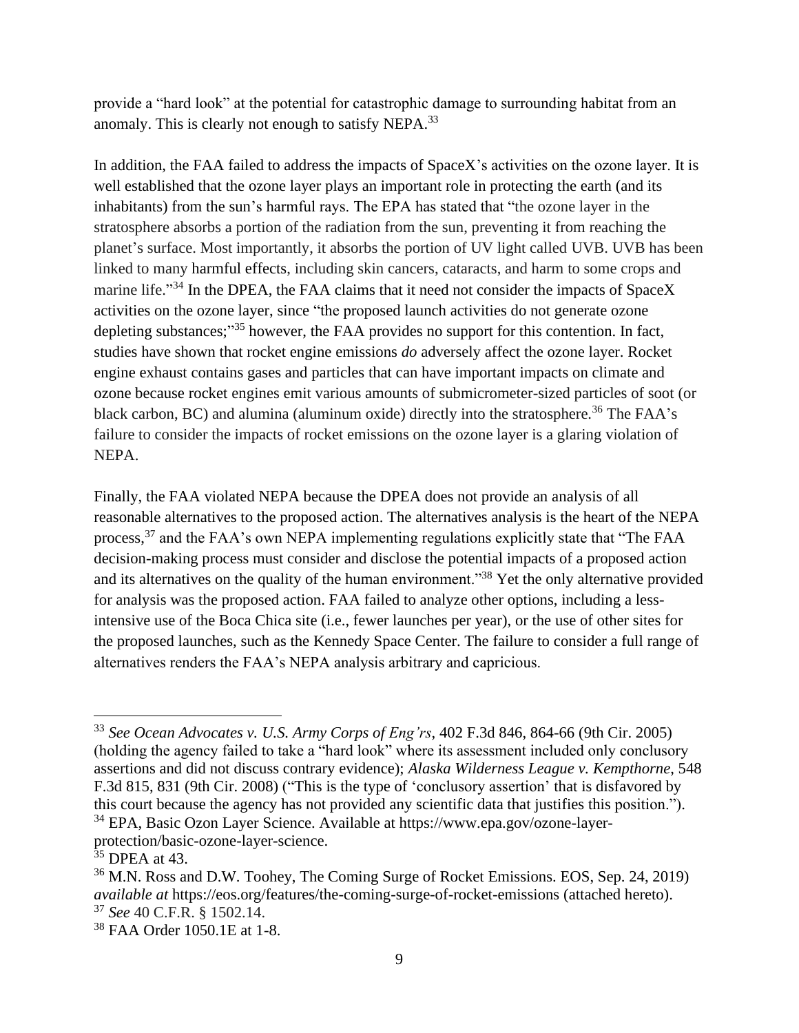provide a "hard look" at the potential for catastrophic damage to surrounding habitat from an anomaly. This is clearly not enough to satisfy NEPA.[33]

In addition, the FAA failed to address the impacts of SpaceX's activities on the ozone layer. It is well established that the ozone layer plays an important role in protecting the earth (and its inhabitants) from the sun's harmful rays. The EPA has stated that "the ozone layer in the stratosphere absorbs a portion of the radiation from the sun, preventing it from reaching the planet's surface. Most importantly, it absorbs the portion of UV light called UVB. UVB has been linked to many harmful effects, including skin cancers, cataracts, and harm to some crops and marine life."[34] In the DPEA, the FAA claims that it need not consider the impacts of SpaceX activities on the ozone layer, since "the proposed launch activities do not generate ozone depleting substances;"[35] however, the FAA provides no support for this contention. In fact, studies have shown that rocket engine emissions *do* adversely affect the ozone layer. Rocket engine exhaust contains gases and particles that can have important impacts on climate and ozone because rocket engines emit various amounts of submicrometer-sized particles of soot (or black carbon, BC) and alumina (aluminum oxide) directly into the stratosphere.[36] The FAA's failure to consider the impacts of rocket emissions on the ozone layer is a glaring violation of NEPA.

Finally, the FAA violated NEPA because the DPEA does not provide an analysis of all reasonable alternatives to the proposed action. The alternatives analysis is the heart of the NEPA process,[37] and the FAA's own NEPA implementing regulations explicitly state that "The FAA decision-making process must consider and disclose the potential impacts of a proposed action and its alternatives on the quality of the human environment."[38] Yet the only alternative provided for analysis was the proposed action. FAA failed to analyze other options, including a less-intensive use of the Boca Chica site (i.e., fewer launches per year), or the use of other sites for the proposed launches, such as the Kennedy Space Center. The failure to consider a full range of alternatives renders the FAA's NEPA analysis arbitrary and capricious.

---

[33] *See Ocean Advocates v. U.S. Army Corps of Eng'rs*, 402 F.3d 846, 864-66 (9th Cir. 2005) (holding the agency failed to take a "hard look" where its assessment included only conclusory assertions and did not discuss contrary evidence); *Alaska Wilderness League v. Kempthorne*, 548 F.3d 815, 831 (9th Cir. 2008) ("This is the type of 'conclusory assertion' that is disfavored by this court because the agency has not provided any scientific data that justifies this position.").

[34] EPA, Basic Ozon Layer Science. Available at https://www.epa.gov/ozone-layer-protection/basic-ozone-layer-science.

[35] DPEA at 43.

[36] M.N. Ross and D.W. Toohey, The Coming Surge of Rocket Emissions. EOS, Sep. 24, 2019) *available at* https://eos.org/features/the-coming-surge-of-rocket-emissions (attached hereto).

[37] *See* 40 C.F.R. § 1502.14.

[38] FAA Order 1050.1E at 1-8.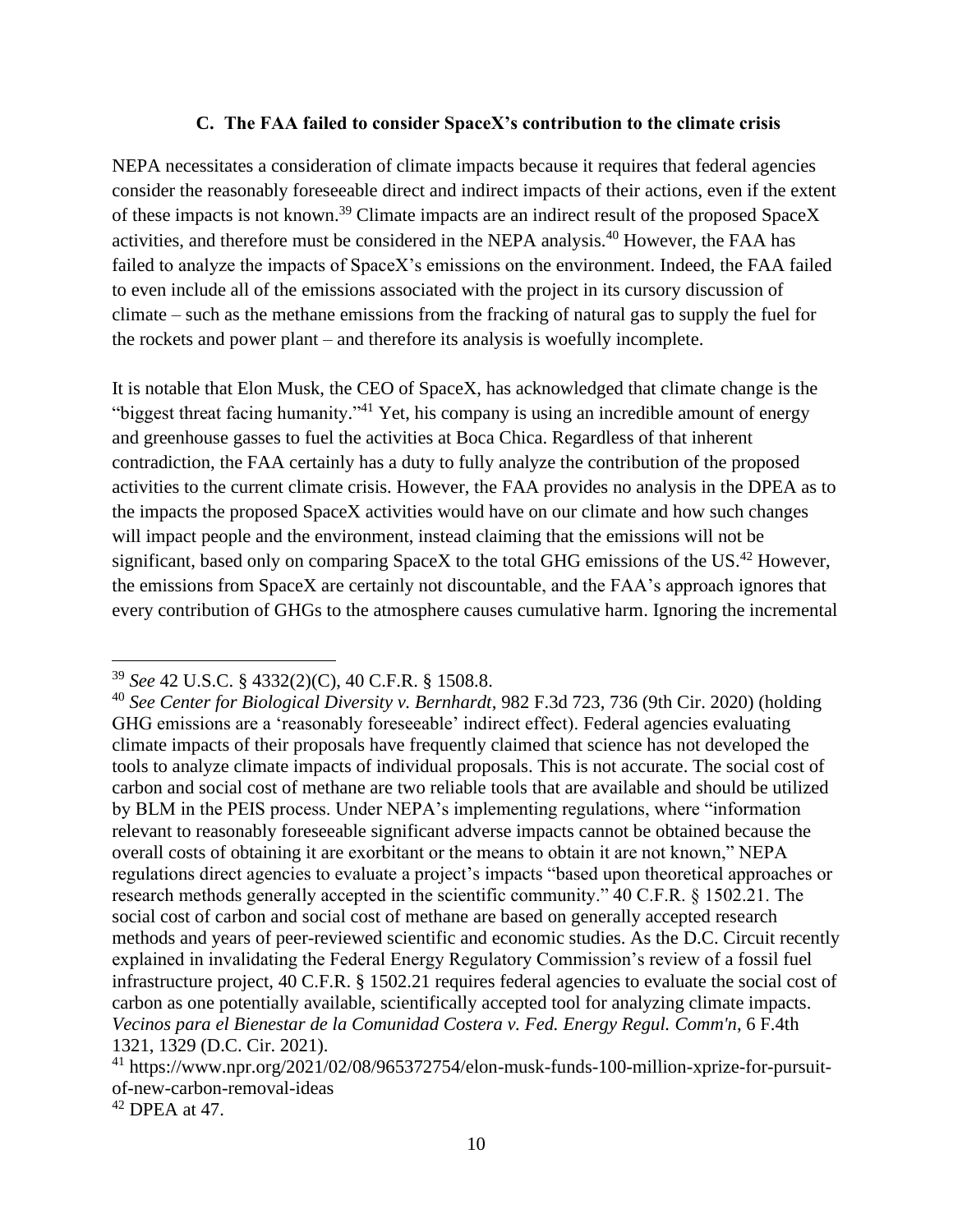### C. The FAA failed to consider SpaceX's contribution to the climate crisis

NEPA necessitates a consideration of climate impacts because it requires that federal agencies consider the reasonably foreseeable direct and indirect impacts of their actions, even if the extent of these impacts is not known.[39] Climate impacts are an indirect result of the proposed SpaceX activities, and therefore must be considered in the NEPA analysis.[40] However, the FAA has failed to analyze the impacts of SpaceX's emissions on the environment. Indeed, the FAA failed to even include all of the emissions associated with the project in its cursory discussion of climate – such as the methane emissions from the fracking of natural gas to supply the fuel for the rockets and power plant – and therefore its analysis is woefully incomplete.

It is notable that Elon Musk, the CEO of SpaceX, has acknowledged that climate change is the "biggest threat facing humanity."[41] Yet, his company is using an incredible amount of energy and greenhouse gasses to fuel the activities at Boca Chica. Regardless of that inherent contradiction, the FAA certainly has a duty to fully analyze the contribution of the proposed activities to the current climate crisis. However, the FAA provides no analysis in the DPEA as to the impacts the proposed SpaceX activities would have on our climate and how such changes will impact people and the environment, instead claiming that the emissions will not be significant, based only on comparing SpaceX to the total GHG emissions of the US.[42] However, the emissions from SpaceX are certainly not discountable, and the FAA's approach ignores that every contribution of GHGs to the atmosphere causes cumulative harm. Ignoring the incremental

---

[39] *See* 42 U.S.C. § 4332(2)(C), 40 C.F.R. § 1508.8.

[40] *See Center for Biological Diversity v. Bernhardt*, 982 F.3d 723, 736 (9th Cir. 2020) (holding GHG emissions are a 'reasonably foreseeable' indirect effect). Federal agencies evaluating climate impacts of their proposals have frequently claimed that science has not developed the tools to analyze climate impacts of individual proposals. This is not accurate. The social cost of carbon and social cost of methane are two reliable tools that are available and should be utilized by BLM in the PEIS process. Under NEPA's implementing regulations, where "information relevant to reasonably foreseeable significant adverse impacts cannot be obtained because the overall costs of obtaining it are exorbitant or the means to obtain it are not known," NEPA regulations direct agencies to evaluate a project's impacts "based upon theoretical approaches or research methods generally accepted in the scientific community." 40 C.F.R. § 1502.21. The social cost of carbon and social cost of methane are based on generally accepted research methods and years of peer-reviewed scientific and economic studies. As the D.C. Circuit recently explained in invalidating the Federal Energy Regulatory Commission's review of a fossil fuel infrastructure project, 40 C.F.R. § 1502.21 requires federal agencies to evaluate the social cost of carbon as one potentially available, scientifically accepted tool for analyzing climate impacts. *Vecinos para el Bienestar de la Comunidad Costera v. Fed. Energy Regul. Comm'n*, 6 F.4th 1321, 1329 (D.C. Cir. 2021).

[41] https://www.npr.org/2021/02/08/965372754/elon-musk-funds-100-million-xprize-for-pursuit-of-new-carbon-removal-ideas

[42] DPEA at 47.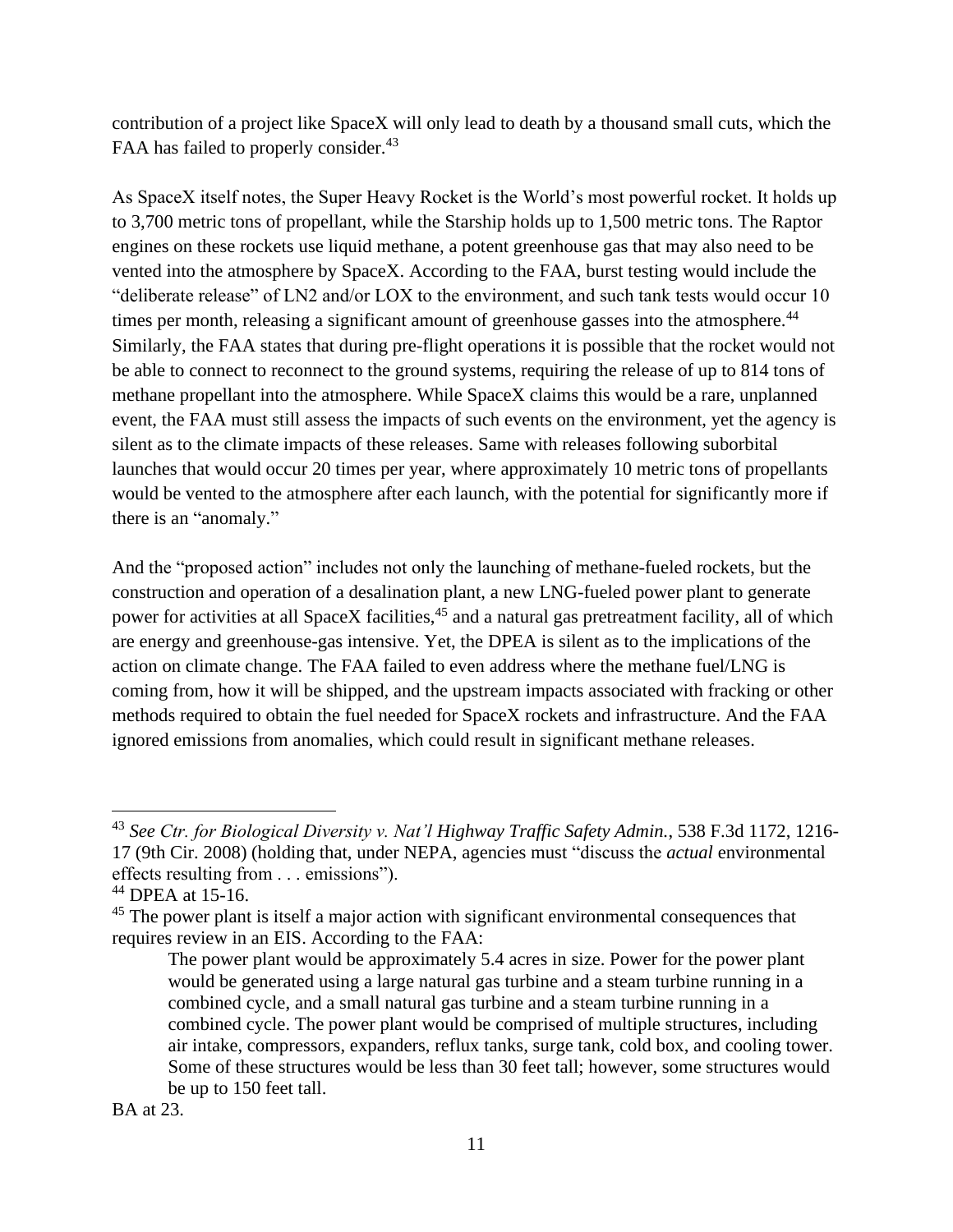contribution of a project like SpaceX will only lead to death by a thousand small cuts, which the FAA has failed to properly consider.[43]

As SpaceX itself notes, the Super Heavy Rocket is the World's most powerful rocket. It holds up to 3,700 metric tons of propellant, while the Starship holds up to 1,500 metric tons. The Raptor engines on these rockets use liquid methane, a potent greenhouse gas that may also need to be vented into the atmosphere by SpaceX. According to the FAA, burst testing would include the "deliberate release" of LN2 and/or LOX to the environment, and such tank tests would occur 10 times per month, releasing a significant amount of greenhouse gasses into the atmosphere.[44] Similarly, the FAA states that during pre-flight operations it is possible that the rocket would not be able to connect to reconnect to the ground systems, requiring the release of up to 814 tons of methane propellant into the atmosphere. While SpaceX claims this would be a rare, unplanned event, the FAA must still assess the impacts of such events on the environment, yet the agency is silent as to the climate impacts of these releases. Same with releases following suborbital launches that would occur 20 times per year, where approximately 10 metric tons of propellants would be vented to the atmosphere after each launch, with the potential for significantly more if there is an "anomaly."

And the "proposed action" includes not only the launching of methane-fueled rockets, but the construction and operation of a desalination plant, a new LNG-fueled power plant to generate power for activities at all SpaceX facilities,[45] and a natural gas pretreatment facility, all of which are energy and greenhouse-gas intensive. Yet, the DPEA is silent as to the implications of the action on climate change. The FAA failed to even address where the methane fuel/LNG is coming from, how it will be shipped, and the upstream impacts associated with fracking or other methods required to obtain the fuel needed for SpaceX rockets and infrastructure. And the FAA ignored emissions from anomalies, which could result in significant methane releases.

---

[43] *See Ctr. for Biological Diversity v. Nat'l Highway Traffic Safety Admin.*, 538 F.3d 1172, 1216-17 (9th Cir. 2008) (holding that, under NEPA, agencies must "discuss the *actual* environmental effects resulting from . . . emissions").

[44] DPEA at 15-16.

[45] The power plant is itself a major action with significant environmental consequences that requires review in an EIS. According to the FAA:

> The power plant would be approximately 5.4 acres in size. Power for the power plant would be generated using a large natural gas turbine and a steam turbine running in a combined cycle, and a small natural gas turbine and a steam turbine running in a combined cycle. The power plant would be comprised of multiple structures, including air intake, compressors, expanders, reflux tanks, surge tank, cold box, and cooling tower. Some of these structures would be less than 30 feet tall; however, some structures would be up to 150 feet tall.

BA at 23.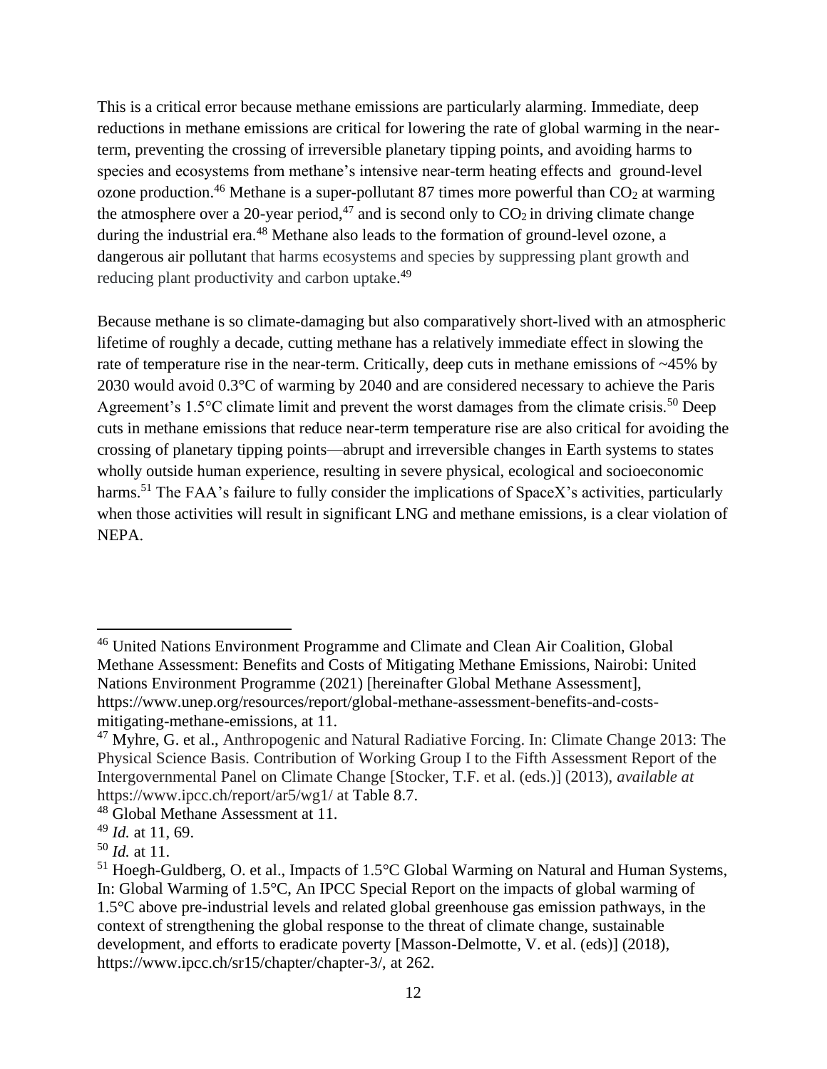This is a critical error because methane emissions are particularly alarming. Immediate, deep reductions in methane emissions are critical for lowering the rate of global warming in the near-term, preventing the crossing of irreversible planetary tipping points, and avoiding harms to species and ecosystems from methane's intensive near-term heating effects and ground-level ozone production.[46] Methane is a super-pollutant 87 times more powerful than $CO_2$ at warming the atmosphere over a 20-year period,[47] and is second only to $CO_2$ in driving climate change during the industrial era.[48] Methane also leads to the formation of ground-level ozone, a dangerous air pollutant that harms ecosystems and species by suppressing plant growth and reducing plant productivity and carbon uptake.[49]

Because methane is so climate-damaging but also comparatively short-lived with an atmospheric lifetime of roughly a decade, cutting methane has a relatively immediate effect in slowing the rate of temperature rise in the near-term. Critically, deep cuts in methane emissions of ~45% by 2030 would avoid 0.3°C of warming by 2040 and are considered necessary to achieve the Paris Agreement's 1.5°C climate limit and prevent the worst damages from the climate crisis.[50] Deep cuts in methane emissions that reduce near-term temperature rise are also critical for avoiding the crossing of planetary tipping points—abrupt and irreversible changes in Earth systems to states wholly outside human experience, resulting in severe physical, ecological and socioeconomic harms.[51] The FAA's failure to fully consider the implications of SpaceX's activities, particularly when those activities will result in significant LNG and methane emissions, is a clear violation of NEPA.

---

[46] United Nations Environment Programme and Climate and Clean Air Coalition, Global Methane Assessment: Benefits and Costs of Mitigating Methane Emissions, Nairobi: United Nations Environment Programme (2021) [hereinafter Global Methane Assessment], https://www.unep.org/resources/report/global-methane-assessment-benefits-and-costs-mitigating-methane-emissions, at 11.

[47] Myhre, G. et al., Anthropogenic and Natural Radiative Forcing. In: Climate Change 2013: The Physical Science Basis. Contribution of Working Group I to the Fifth Assessment Report of the Intergovernmental Panel on Climate Change [Stocker, T.F. et al. (eds.)] (2013), *available at* https://www.ipcc.ch/report/ar5/wg1/ at Table 8.7.

[48] Global Methane Assessment at 11.

[49] *Id.* at 11, 69.

[50] *Id.* at 11.

[51] Hoegh-Guldberg, O. et al., Impacts of 1.5°C Global Warming on Natural and Human Systems, In: Global Warming of 1.5°C, An IPCC Special Report on the impacts of global warming of 1.5°C above pre-industrial levels and related global greenhouse gas emission pathways, in the context of strengthening the global response to the threat of climate change, sustainable development, and efforts to eradicate poverty [Masson-Delmotte, V. et al. (eds)] (2018), https://www.ipcc.ch/sr15/chapter/chapter-3/, at 262.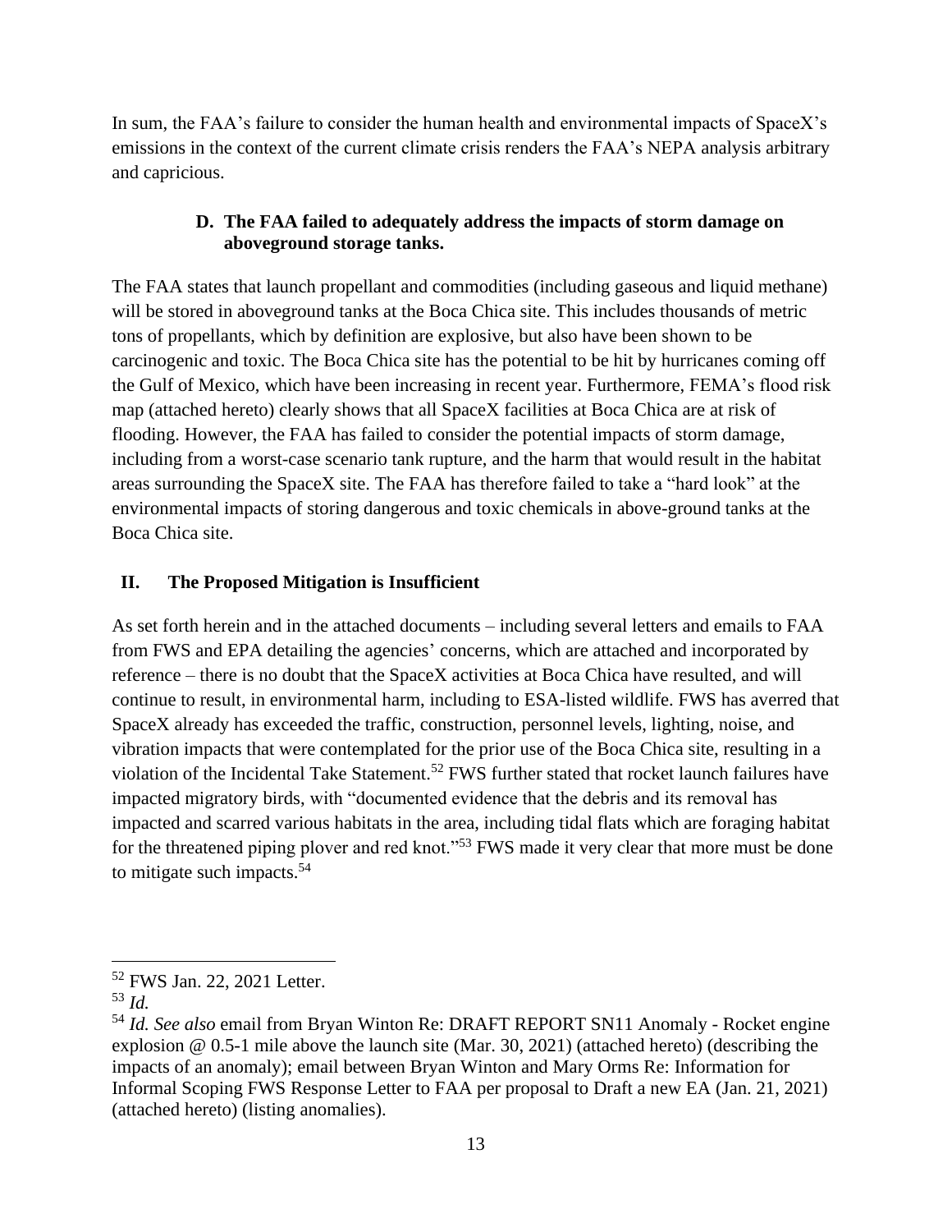In sum, the FAA's failure to consider the human health and environmental impacts of SpaceX's emissions in the context of the current climate crisis renders the FAA's NEPA analysis arbitrary and capricious.

### D. The FAA failed to adequately address the impacts of storm damage on aboveground storage tanks.

The FAA states that launch propellant and commodities (including gaseous and liquid methane) will be stored in aboveground tanks at the Boca Chica site. This includes thousands of metric tons of propellants, which by definition are explosive, but also have been shown to be carcinogenic and toxic. The Boca Chica site has the potential to be hit by hurricanes coming off the Gulf of Mexico, which have been increasing in recent year. Furthermore, FEMA's flood risk map (attached hereto) clearly shows that all SpaceX facilities at Boca Chica are at risk of flooding. However, the FAA has failed to consider the potential impacts of storm damage, including from a worst-case scenario tank rupture, and the harm that would result in the habitat areas surrounding the SpaceX site. The FAA has therefore failed to take a "hard look" at the environmental impacts of storing dangerous and toxic chemicals in above-ground tanks at the Boca Chica site.

## II. The Proposed Mitigation is Insufficient

As set forth herein and in the attached documents – including several letters and emails to FAA from FWS and EPA detailing the agencies' concerns, which are attached and incorporated by reference – there is no doubt that the SpaceX activities at Boca Chica have resulted, and will continue to result, in environmental harm, including to ESA-listed wildlife. FWS has averred that SpaceX already has exceeded the traffic, construction, personnel levels, lighting, noise, and vibration impacts that were contemplated for the prior use of the Boca Chica site, resulting in a violation of the Incidental Take Statement.[52] FWS further stated that rocket launch failures have impacted migratory birds, with "documented evidence that the debris and its removal has impacted and scarred various habitats in the area, including tidal flats which are foraging habitat for the threatened piping plover and red knot."[53] FWS made it very clear that more must be done to mitigate such impacts.[54]

---

[52] FWS Jan. 22, 2021 Letter.

[53] *Id.*

[54] *Id. See also* email from Bryan Winton Re: DRAFT REPORT SN11 Anomaly - Rocket engine explosion @ 0.5-1 mile above the launch site (Mar. 30, 2021) (attached hereto) (describing the impacts of an anomaly); email between Bryan Winton and Mary Orms Re: Information for Informal Scoping FWS Response Letter to FAA per proposal to Draft a new EA (Jan. 21, 2021) (attached hereto) (listing anomalies).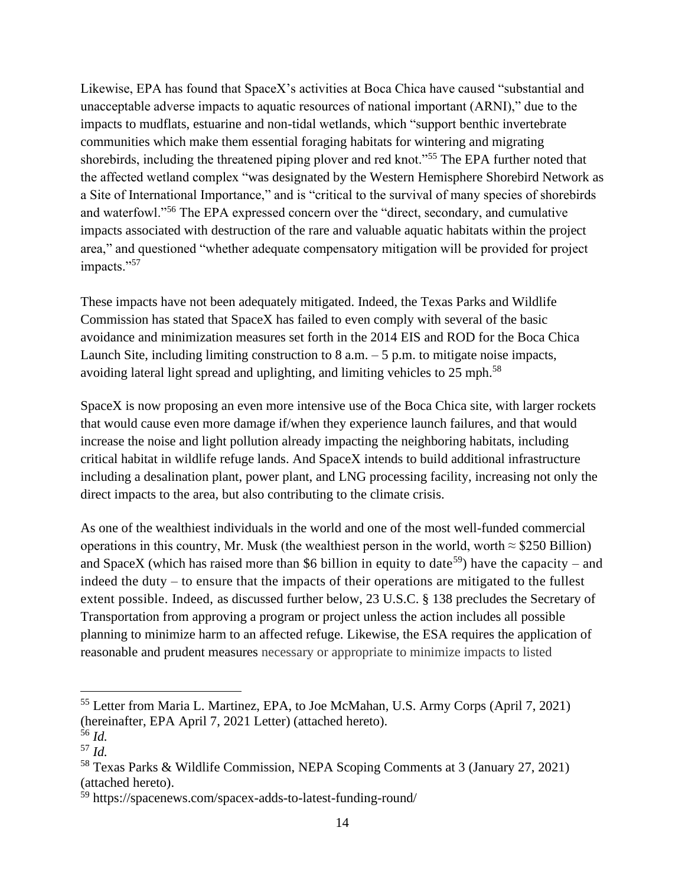Likewise, EPA has found that SpaceX's activities at Boca Chica have caused "substantial and unacceptable adverse impacts to aquatic resources of national important (ARNI)," due to the impacts to mudflats, estuarine and non-tidal wetlands, which "support benthic invertebrate communities which make them essential foraging habitats for wintering and migrating shorebirds, including the threatened piping plover and red knot."[55] The EPA further noted that the affected wetland complex "was designated by the Western Hemisphere Shorebird Network as a Site of International Importance," and is "critical to the survival of many species of shorebirds and waterfowl."[56] The EPA expressed concern over the "direct, secondary, and cumulative impacts associated with destruction of the rare and valuable aquatic habitats within the project area," and questioned "whether adequate compensatory mitigation will be provided for project impacts."[57]

These impacts have not been adequately mitigated. Indeed, the Texas Parks and Wildlife Commission has stated that SpaceX has failed to even comply with several of the basic avoidance and minimization measures set forth in the 2014 EIS and ROD for the Boca Chica Launch Site, including limiting construction to 8 a.m. – 5 p.m. to mitigate noise impacts, avoiding lateral light spread and uplighting, and limiting vehicles to 25 mph.[58]

SpaceX is now proposing an even more intensive use of the Boca Chica site, with larger rockets that would cause even more damage if/when they experience launch failures, and that would increase the noise and light pollution already impacting the neighboring habitats, including critical habitat in wildlife refuge lands. And SpaceX intends to build additional infrastructure including a desalination plant, power plant, and LNG processing facility, increasing not only the direct impacts to the area, but also contributing to the climate crisis.

As one of the wealthiest individuals in the world and one of the most well-funded commercial operations in this country, Mr. Musk (the wealthiest person in the world, worth ≈ $250 Billion) and SpaceX (which has raised more than $6 billion in equity to date[59]) have the capacity – and indeed the duty – to ensure that the impacts of their operations are mitigated to the fullest extent possible. Indeed, as discussed further below, 23 U.S.C. § 138 precludes the Secretary of Transportation from approving a program or project unless the action includes all possible planning to minimize harm to an affected refuge. Likewise, the ESA requires the application of reasonable and prudent measures necessary or appropriate to minimize impacts to listed

---

[55] Letter from Maria L. Martinez, EPA, to Joe McMahan, U.S. Army Corps (April 7, 2021) (hereinafter, EPA April 7, 2021 Letter) (attached hereto).

[56] *Id.*

[57] *Id.*

[58] Texas Parks & Wildlife Commission, NEPA Scoping Comments at 3 (January 27, 2021) (attached hereto).

[59] https://spacenews.com/spacex-adds-to-latest-funding-round/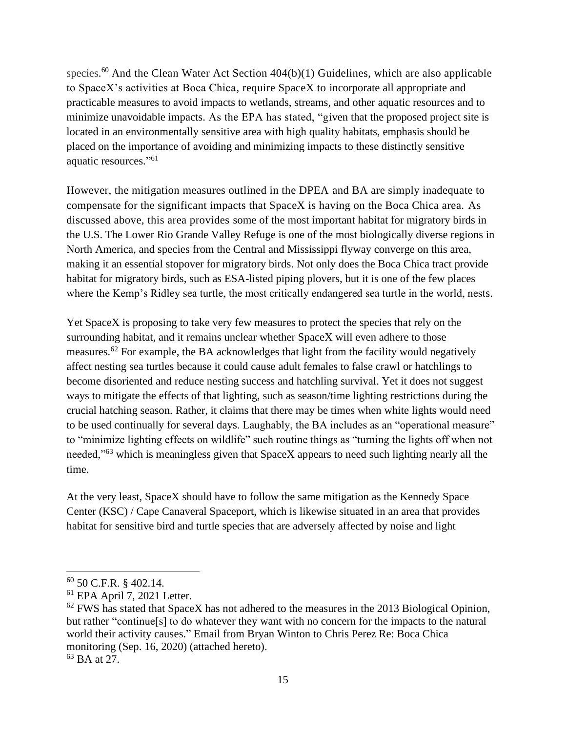species.[60] And the Clean Water Act Section 404(b)(1) Guidelines, which are also applicable to SpaceX's activities at Boca Chica, require SpaceX to incorporate all appropriate and practicable measures to avoid impacts to wetlands, streams, and other aquatic resources and to minimize unavoidable impacts. As the EPA has stated, "given that the proposed project site is located in an environmentally sensitive area with high quality habitats, emphasis should be placed on the importance of avoiding and minimizing impacts to these distinctly sensitive aquatic resources."[61]

However, the mitigation measures outlined in the DPEA and BA are simply inadequate to compensate for the significant impacts that SpaceX is having on the Boca Chica area. As discussed above, this area provides some of the most important habitat for migratory birds in the U.S. The Lower Rio Grande Valley Refuge is one of the most biologically diverse regions in North America, and species from the Central and Mississippi flyway converge on this area, making it an essential stopover for migratory birds. Not only does the Boca Chica tract provide habitat for migratory birds, such as ESA-listed piping plovers, but it is one of the few places where the Kemp's Ridley sea turtle, the most critically endangered sea turtle in the world, nests.

Yet SpaceX is proposing to take very few measures to protect the species that rely on the surrounding habitat, and it remains unclear whether SpaceX will even adhere to those measures.[62] For example, the BA acknowledges that light from the facility would negatively affect nesting sea turtles because it could cause adult females to false crawl or hatchlings to become disoriented and reduce nesting success and hatchling survival. Yet it does not suggest ways to mitigate the effects of that lighting, such as season/time lighting restrictions during the crucial hatching season. Rather, it claims that there may be times when white lights would need to be used continually for several days. Laughably, the BA includes as an "operational measure" to "minimize lighting effects on wildlife" such routine things as "turning the lights off when not needed,"[63] which is meaningless given that SpaceX appears to need such lighting nearly all the time.

At the very least, SpaceX should have to follow the same mitigation as the Kennedy Space Center (KSC) / Cape Canaveral Spaceport, which is likewise situated in an area that provides habitat for sensitive bird and turtle species that are adversely affected by noise and light

---

[60] 50 C.F.R. § 402.14.

[61] EPA April 7, 2021 Letter.

[62] FWS has stated that SpaceX has not adhered to the measures in the 2013 Biological Opinion, but rather "continue[s] to do whatever they want with no concern for the impacts to the natural world their activity causes." Email from Bryan Winton to Chris Perez Re: Boca Chica monitoring (Sep. 16, 2020) (attached hereto).

[63] BA at 27.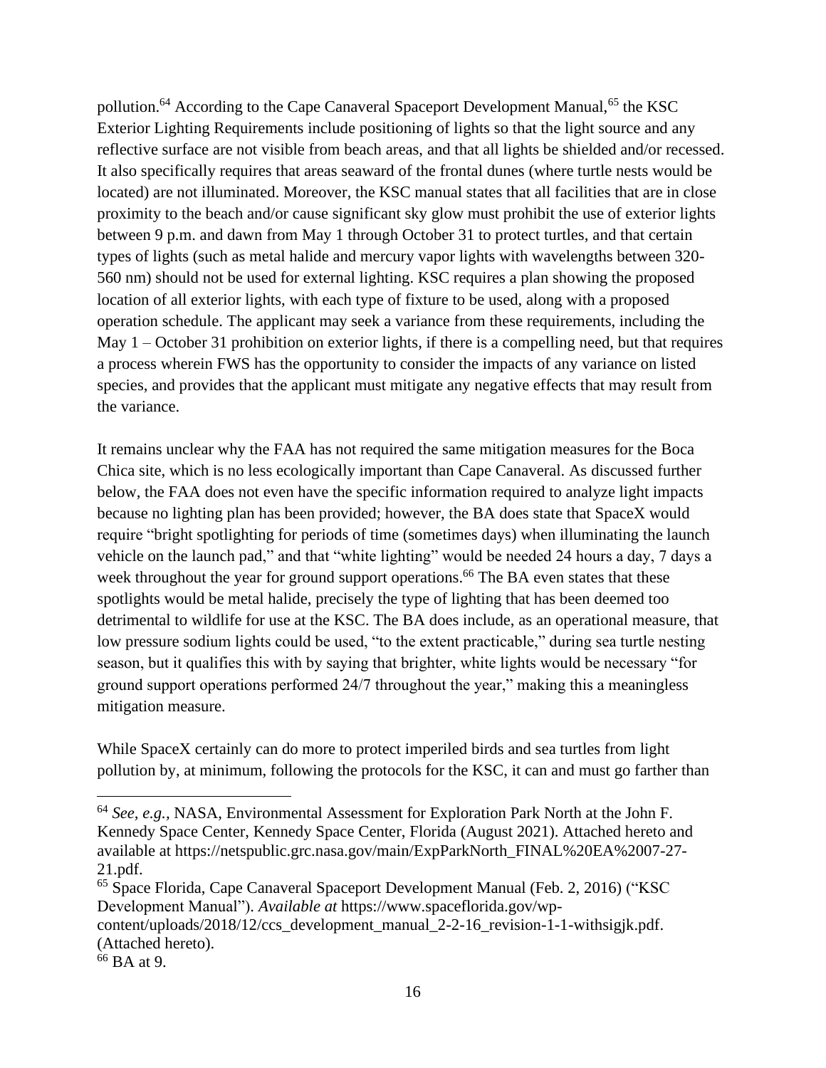pollution.[64] According to the Cape Canaveral Spaceport Development Manual,[65] the KSC Exterior Lighting Requirements include positioning of lights so that the light source and any reflective surface are not visible from beach areas, and that all lights be shielded and/or recessed. It also specifically requires that areas seaward of the frontal dunes (where turtle nests would be located) are not illuminated. Moreover, the KSC manual states that all facilities that are in close proximity to the beach and/or cause significant sky glow must prohibit the use of exterior lights between 9 p.m. and dawn from May 1 through October 31 to protect turtles, and that certain types of lights (such as metal halide and mercury vapor lights with wavelengths between 320-560 nm) should not be used for external lighting. KSC requires a plan showing the proposed location of all exterior lights, with each type of fixture to be used, along with a proposed operation schedule. The applicant may seek a variance from these requirements, including the May 1 – October 31 prohibition on exterior lights, if there is a compelling need, but that requires a process wherein FWS has the opportunity to consider the impacts of any variance on listed species, and provides that the applicant must mitigate any negative effects that may result from the variance.

It remains unclear why the FAA has not required the same mitigation measures for the Boca Chica site, which is no less ecologically important than Cape Canaveral. As discussed further below, the FAA does not even have the specific information required to analyze light impacts because no lighting plan has been provided; however, the BA does state that SpaceX would require "bright spotlighting for periods of time (sometimes days) when illuminating the launch vehicle on the launch pad," and that "white lighting" would be needed 24 hours a day, 7 days a week throughout the year for ground support operations.[66] The BA even states that these spotlights would be metal halide, precisely the type of lighting that has been deemed too detrimental to wildlife for use at the KSC. The BA does include, as an operational measure, that low pressure sodium lights could be used, "to the extent practicable," during sea turtle nesting season, but it qualifies this with by saying that brighter, white lights would be necessary "for ground support operations performed 24/7 throughout the year," making this a meaningless mitigation measure.

While SpaceX certainly can do more to protect imperiled birds and sea turtles from light pollution by, at minimum, following the protocols for the KSC, it can and must go farther than

---

[64] *See, e.g.*, NASA, Environmental Assessment for Exploration Park North at the John F. Kennedy Space Center, Kennedy Space Center, Florida (August 2021). Attached hereto and available at https://netspublic.grc.nasa.gov/main/ExpParkNorth_FINAL%20EA%2007-27-21.pdf.

[65] Space Florida, Cape Canaveral Spaceport Development Manual (Feb. 2, 2016) ("KSC Development Manual"). *Available at* https://www.spaceflorida.gov/wp-content/uploads/2018/12/ccs_development_manual_2-2-16_revision-1-1-withsigjk.pdf. (Attached hereto).

[66] BA at 9.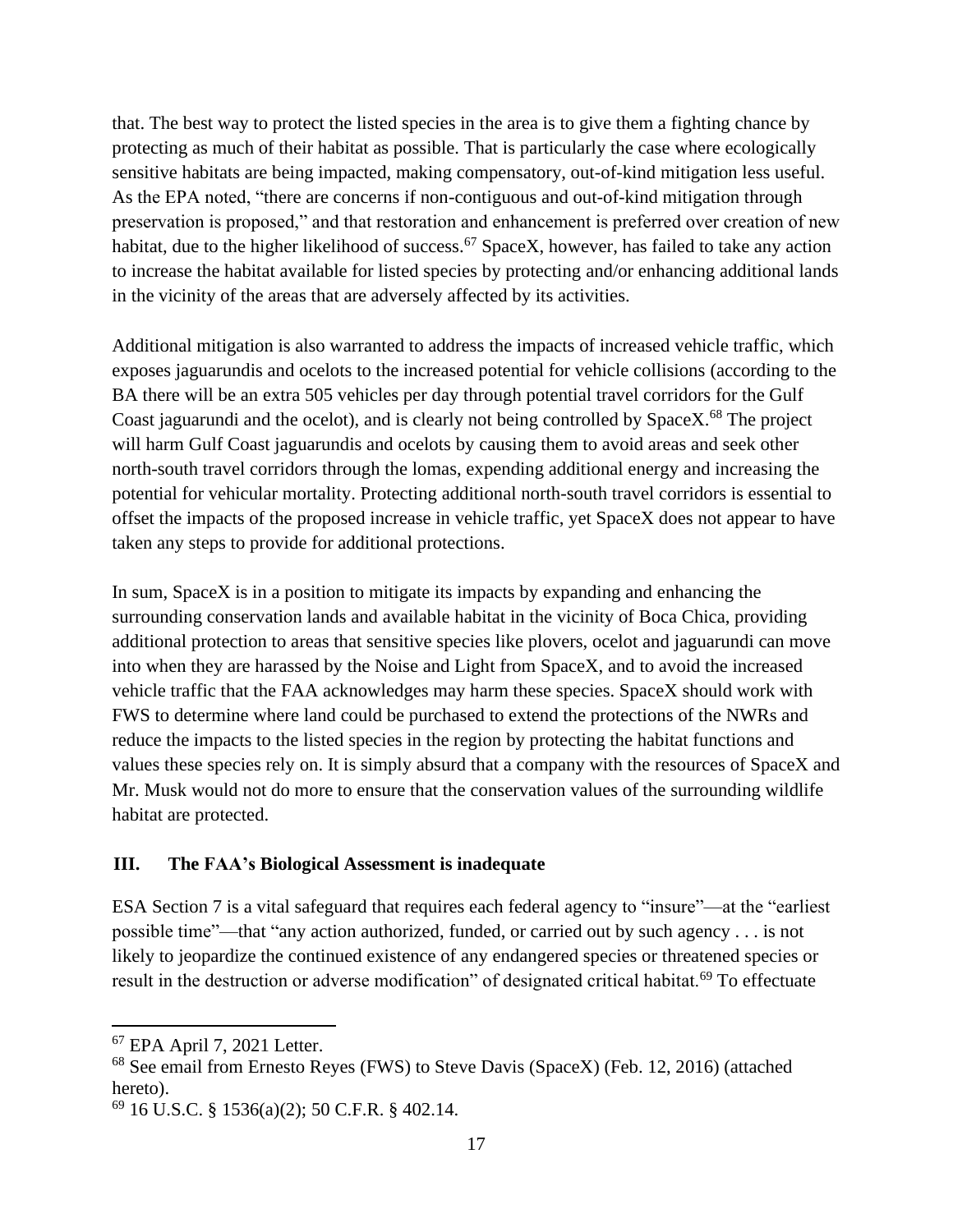that. The best way to protect the listed species in the area is to give them a fighting chance by protecting as much of their habitat as possible. That is particularly the case where ecologically sensitive habitats are being impacted, making compensatory, out-of-kind mitigation less useful. As the EPA noted, "there are concerns if non-contiguous and out-of-kind mitigation through preservation is proposed," and that restoration and enhancement is preferred over creation of new habitat, due to the higher likelihood of success.[67] SpaceX, however, has failed to take any action to increase the habitat available for listed species by protecting and/or enhancing additional lands in the vicinity of the areas that are adversely affected by its activities.

Additional mitigation is also warranted to address the impacts of increased vehicle traffic, which exposes jaguarundis and ocelots to the increased potential for vehicle collisions (according to the BA there will be an extra 505 vehicles per day through potential travel corridors for the Gulf Coast jaguarundi and the ocelot), and is clearly not being controlled by SpaceX.[68] The project will harm Gulf Coast jaguarundis and ocelots by causing them to avoid areas and seek other north-south travel corridors through the lomas, expending additional energy and increasing the potential for vehicular mortality. Protecting additional north-south travel corridors is essential to offset the impacts of the proposed increase in vehicle traffic, yet SpaceX does not appear to have taken any steps to provide for additional protections.

In sum, SpaceX is in a position to mitigate its impacts by expanding and enhancing the surrounding conservation lands and available habitat in the vicinity of Boca Chica, providing additional protection to areas that sensitive species like plovers, ocelot and jaguarundi can move into when they are harassed by the Noise and Light from SpaceX, and to avoid the increased vehicle traffic that the FAA acknowledges may harm these species. SpaceX should work with FWS to determine where land could be purchased to extend the protections of the NWRs and reduce the impacts to the listed species in the region by protecting the habitat functions and values these species rely on. It is simply absurd that a company with the resources of SpaceX and Mr. Musk would not do more to ensure that the conservation values of the surrounding wildlife habitat are protected.

## III. The FAA's Biological Assessment is inadequate

ESA Section 7 is a vital safeguard that requires each federal agency to "insure"—at the "earliest possible time"—that "any action authorized, funded, or carried out by such agency . . . is not likely to jeopardize the continued existence of any endangered species or threatened species or result in the destruction or adverse modification" of designated critical habitat.[69] To effectuate

---

[67] EPA April 7, 2021 Letter.

[68] See email from Ernesto Reyes (FWS) to Steve Davis (SpaceX) (Feb. 12, 2016) (attached hereto).

[69] 16 U.S.C. § 1536(a)(2); 50 C.F.R. § 402.14.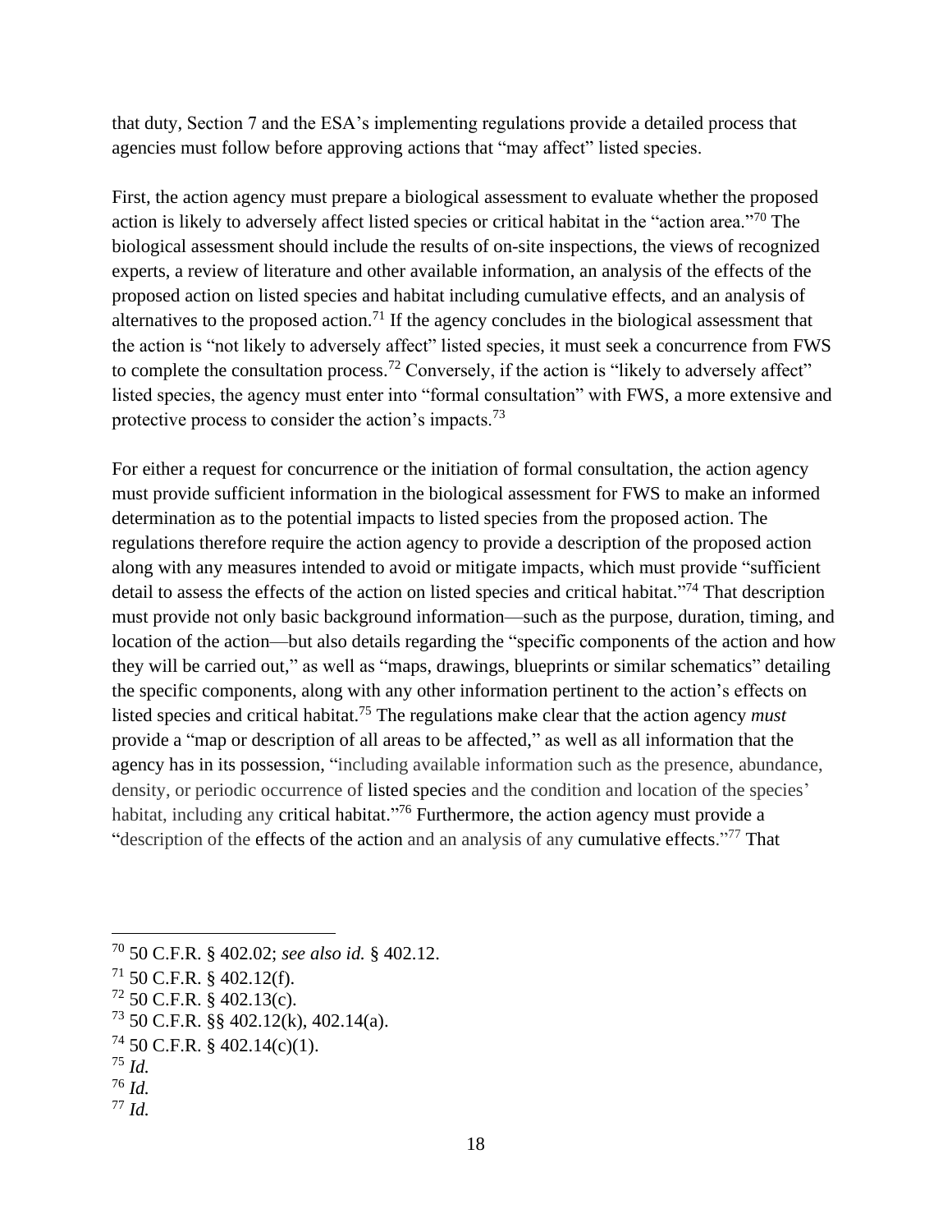that duty, Section 7 and the ESA's implementing regulations provide a detailed process that agencies must follow before approving actions that "may affect" listed species.

First, the action agency must prepare a biological assessment to evaluate whether the proposed action is likely to adversely affect listed species or critical habitat in the "action area."[70] The biological assessment should include the results of on-site inspections, the views of recognized experts, a review of literature and other available information, an analysis of the effects of the proposed action on listed species and habitat including cumulative effects, and an analysis of alternatives to the proposed action.[71] If the agency concludes in the biological assessment that the action is "not likely to adversely affect" listed species, it must seek a concurrence from FWS to complete the consultation process.[72] Conversely, if the action is "likely to adversely affect" listed species, the agency must enter into "formal consultation" with FWS, a more extensive and protective process to consider the action's impacts.[73]

For either a request for concurrence or the initiation of formal consultation, the action agency must provide sufficient information in the biological assessment for FWS to make an informed determination as to the potential impacts to listed species from the proposed action. The regulations therefore require the action agency to provide a description of the proposed action along with any measures intended to avoid or mitigate impacts, which must provide "sufficient detail to assess the effects of the action on listed species and critical habitat."[74] That description must provide not only basic background information—such as the purpose, duration, timing, and location of the action—but also details regarding the "specific components of the action and how they will be carried out," as well as "maps, drawings, blueprints or similar schematics" detailing the specific components, along with any other information pertinent to the action's effects on listed species and critical habitat.[75] The regulations make clear that the action agency *must* provide a "map or description of all areas to be affected," as well as all information that the agency has in its possession, "including available information such as the presence, abundance, density, or periodic occurrence of listed species and the condition and location of the species' habitat, including any critical habitat."[76] Furthermore, the action agency must provide a "description of the effects of the action and an analysis of any cumulative effects."[77] That

---

[70] 50 C.F.R. § 402.02; *see also id.* § 402.12.

[71] 50 C.F.R. § 402.12(f).

[72] 50 C.F.R. § 402.13(c).

[73] 50 C.F.R. §§ 402.12(k), 402.14(a).

[74] 50 C.F.R. § 402.14(c)(1).

[75] *Id.*

[76] *Id.*

[77] *Id.*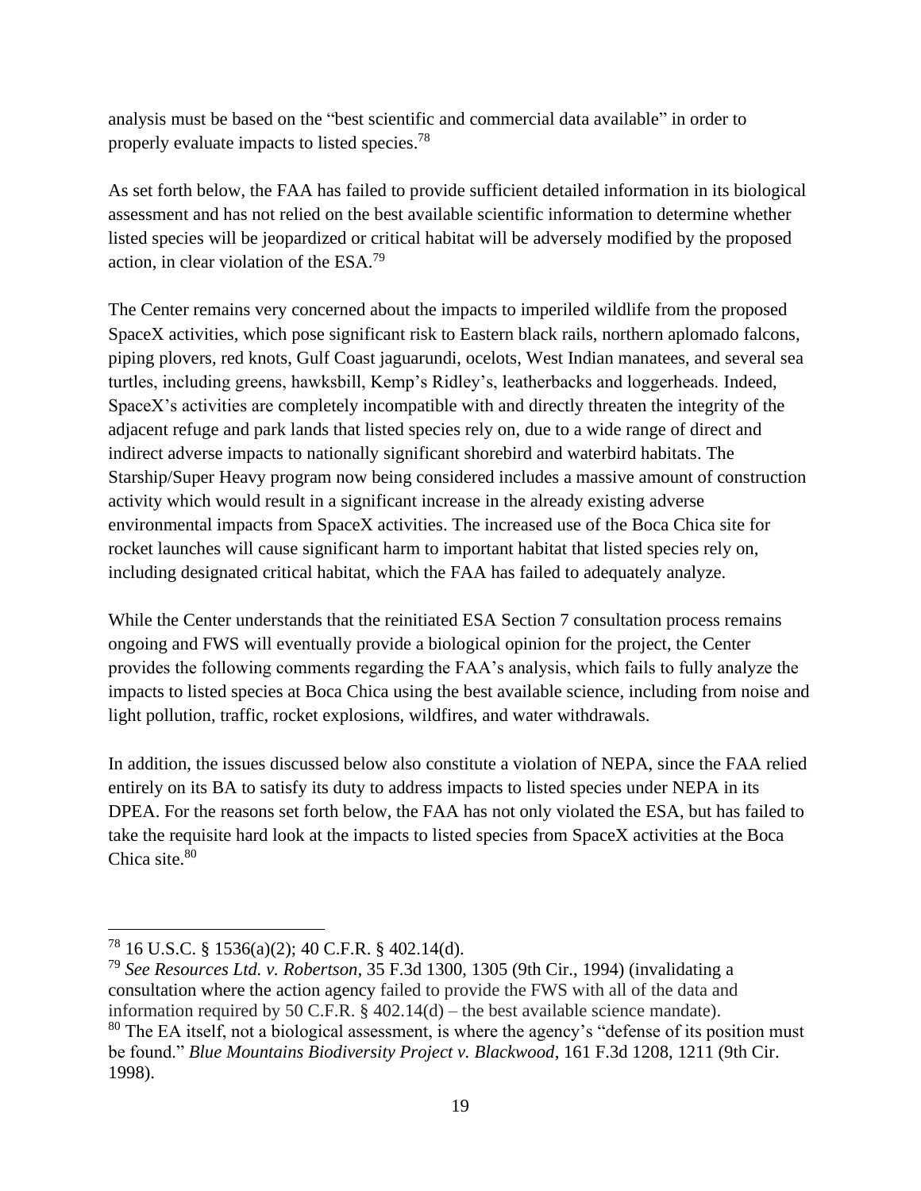analysis must be based on the "best scientific and commercial data available" in order to properly evaluate impacts to listed species.[78]

As set forth below, the FAA has failed to provide sufficient detailed information in its biological assessment and has not relied on the best available scientific information to determine whether listed species will be jeopardized or critical habitat will be adversely modified by the proposed action, in clear violation of the ESA.[79]

The Center remains very concerned about the impacts to imperiled wildlife from the proposed SpaceX activities, which pose significant risk to Eastern black rails, northern aplomado falcons, piping plovers, red knots, Gulf Coast jaguarundi, ocelots, West Indian manatees, and several sea turtles, including greens, hawksbill, Kemp's Ridley's, leatherbacks and loggerheads. Indeed, SpaceX's activities are completely incompatible with and directly threaten the integrity of the adjacent refuge and park lands that listed species rely on, due to a wide range of direct and indirect adverse impacts to nationally significant shorebird and waterbird habitats. The Starship/Super Heavy program now being considered includes a massive amount of construction activity which would result in a significant increase in the already existing adverse environmental impacts from SpaceX activities. The increased use of the Boca Chica site for rocket launches will cause significant harm to important habitat that listed species rely on, including designated critical habitat, which the FAA has failed to adequately analyze.

While the Center understands that the reinitiated ESA Section 7 consultation process remains ongoing and FWS will eventually provide a biological opinion for the project, the Center provides the following comments regarding the FAA's analysis, which fails to fully analyze the impacts to listed species at Boca Chica using the best available science, including from noise and light pollution, traffic, rocket explosions, wildfires, and water withdrawals.

In addition, the issues discussed below also constitute a violation of NEPA, since the FAA relied entirely on its BA to satisfy its duty to address impacts to listed species under NEPA in its DPEA. For the reasons set forth below, the FAA has not only violated the ESA, but has failed to take the requisite hard look at the impacts to listed species from SpaceX activities at the Boca Chica site.[80]

---

[78] 16 U.S.C. § 1536(a)(2); 40 C.F.R. § 402.14(d).

[79] *See Resources Ltd. v. Robertson*, 35 F.3d 1300, 1305 (9th Cir., 1994) (invalidating a consultation where the action agency failed to provide the FWS with all of the data and information required by 50 C.F.R. § 402.14(d) – the best available science mandate).

[80] The EA itself, not a biological assessment, is where the agency's "defense of its position must be found." *Blue Mountains Biodiversity Project v. Blackwood*, 161 F.3d 1208, 1211 (9th Cir. 1998).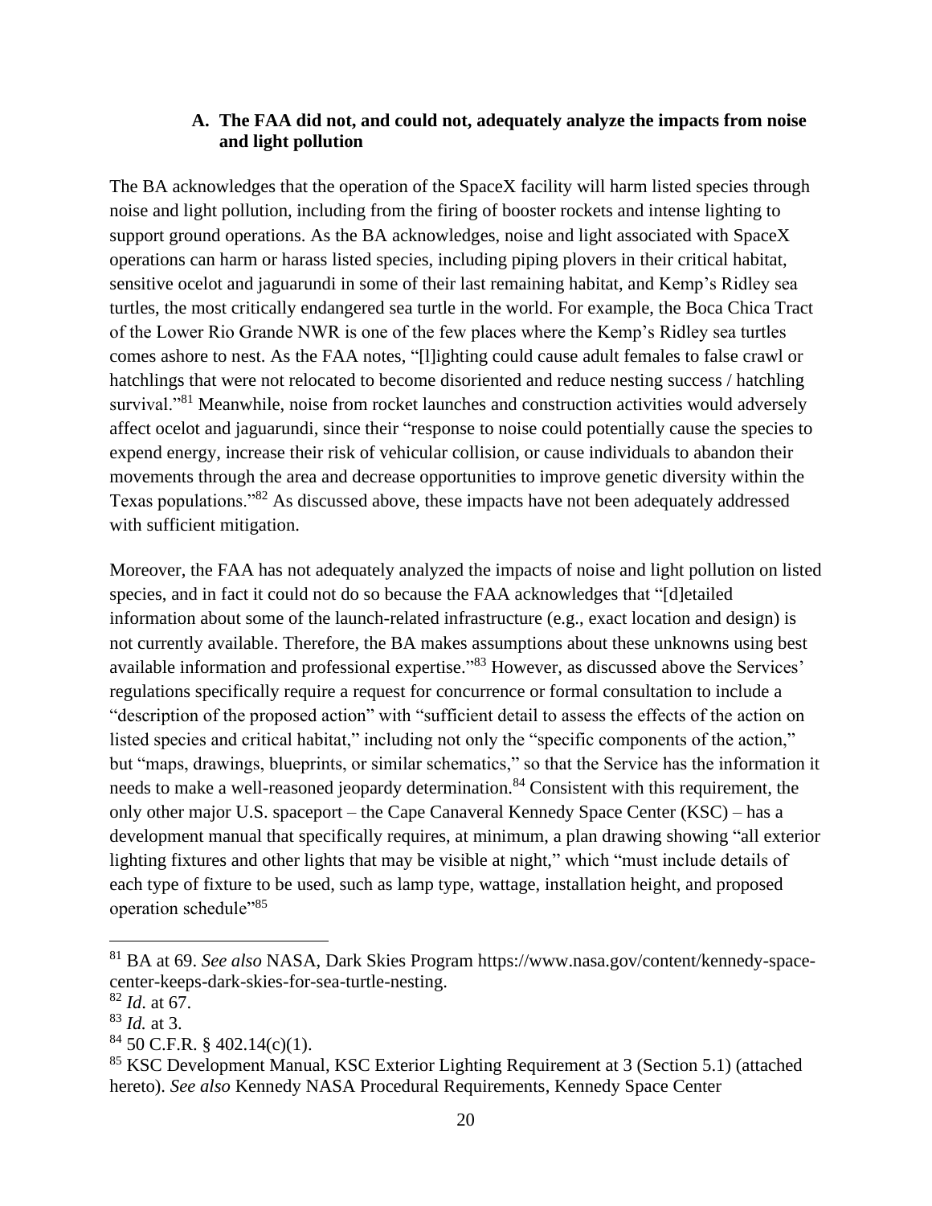### A. The FAA did not, and could not, adequately analyze the impacts from noise and light pollution

The BA acknowledges that the operation of the SpaceX facility will harm listed species through noise and light pollution, including from the firing of booster rockets and intense lighting to support ground operations. As the BA acknowledges, noise and light associated with SpaceX operations can harm or harass listed species, including piping plovers in their critical habitat, sensitive ocelot and jaguarundi in some of their last remaining habitat, and Kemp's Ridley sea turtles, the most critically endangered sea turtle in the world. For example, the Boca Chica Tract of the Lower Rio Grande NWR is one of the few places where the Kemp's Ridley sea turtles comes ashore to nest. As the FAA notes, "[l]ighting could cause adult females to false crawl or hatchlings that were not relocated to become disoriented and reduce nesting success / hatchling survival."[81] Meanwhile, noise from rocket launches and construction activities would adversely affect ocelot and jaguarundi, since their "response to noise could potentially cause the species to expend energy, increase their risk of vehicular collision, or cause individuals to abandon their movements through the area and decrease opportunities to improve genetic diversity within the Texas populations."[82] As discussed above, these impacts have not been adequately addressed with sufficient mitigation.

Moreover, the FAA has not adequately analyzed the impacts of noise and light pollution on listed species, and in fact it could not do so because the FAA acknowledges that "[d]etailed information about some of the launch-related infrastructure (e.g., exact location and design) is not currently available. Therefore, the BA makes assumptions about these unknowns using best available information and professional expertise."[83] However, as discussed above the Services' regulations specifically require a request for concurrence or formal consultation to include a "description of the proposed action" with "sufficient detail to assess the effects of the action on listed species and critical habitat," including not only the "specific components of the action," but "maps, drawings, blueprints, or similar schematics," so that the Service has the information it needs to make a well-reasoned jeopardy determination.[84] Consistent with this requirement, the only other major U.S. spaceport – the Cape Canaveral Kennedy Space Center (KSC) – has a development manual that specifically requires, at minimum, a plan drawing showing "all exterior lighting fixtures and other lights that may be visible at night," which "must include details of each type of fixture to be used, such as lamp type, wattage, installation height, and proposed operation schedule"[85]

---

[81] BA at 69. *See also* NASA, Dark Skies Program https://www.nasa.gov/content/kennedy-space-center-keeps-dark-skies-for-sea-turtle-nesting.

[82] *Id.* at 67.

[83] *Id.* at 3.

[84] 50 C.F.R. § 402.14(c)(1).

[85] KSC Development Manual, KSC Exterior Lighting Requirement at 3 (Section 5.1) (attached hereto). *See also* Kennedy NASA Procedural Requirements, Kennedy Space Center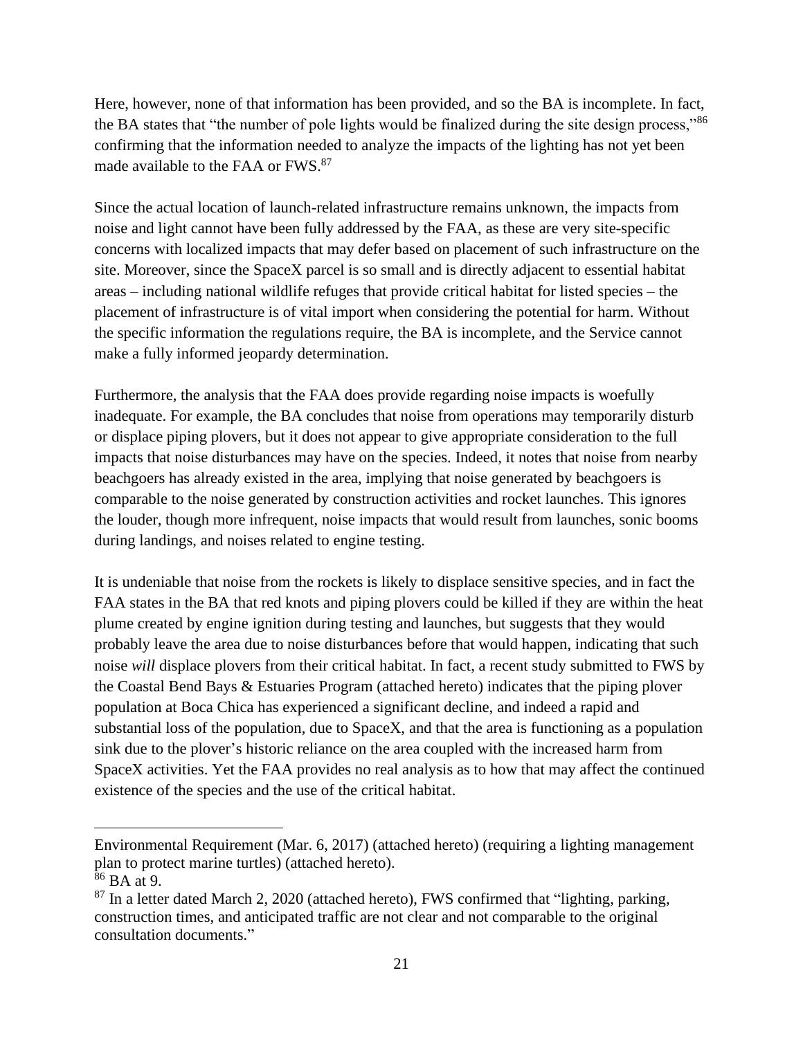Here, however, none of that information has been provided, and so the BA is incomplete. In fact, the BA states that "the number of pole lights would be finalized during the site design process,"[86] confirming that the information needed to analyze the impacts of the lighting has not yet been made available to the FAA or FWS.[87]

Since the actual location of launch-related infrastructure remains unknown, the impacts from noise and light cannot have been fully addressed by the FAA, as these are very site-specific concerns with localized impacts that may defer based on placement of such infrastructure on the site. Moreover, since the SpaceX parcel is so small and is directly adjacent to essential habitat areas – including national wildlife refuges that provide critical habitat for listed species – the placement of infrastructure is of vital import when considering the potential for harm. Without the specific information the regulations require, the BA is incomplete, and the Service cannot make a fully informed jeopardy determination.

Furthermore, the analysis that the FAA does provide regarding noise impacts is woefully inadequate. For example, the BA concludes that noise from operations may temporarily disturb or displace piping plovers, but it does not appear to give appropriate consideration to the full impacts that noise disturbances may have on the species. Indeed, it notes that noise from nearby beachgoers has already existed in the area, implying that noise generated by beachgoers is comparable to the noise generated by construction activities and rocket launches. This ignores the louder, though more infrequent, noise impacts that would result from launches, sonic booms during landings, and noises related to engine testing.

It is undeniable that noise from the rockets is likely to displace sensitive species, and in fact the FAA states in the BA that red knots and piping plovers could be killed if they are within the heat plume created by engine ignition during testing and launches, but suggests that they would probably leave the area due to noise disturbances before that would happen, indicating that such noise *will* displace plovers from their critical habitat. In fact, a recent study submitted to FWS by the Coastal Bend Bays & Estuaries Program (attached hereto) indicates that the piping plover population at Boca Chica has experienced a significant decline, and indeed a rapid and substantial loss of the population, due to SpaceX, and that the area is functioning as a population sink due to the plover's historic reliance on the area coupled with the increased harm from SpaceX activities. Yet the FAA provides no real analysis as to how that may affect the continued existence of the species and the use of the critical habitat.

---

Environmental Requirement (Mar. 6, 2017) (attached hereto) (requiring a lighting management plan to protect marine turtles) (attached hereto).

[86] BA at 9.

[87] In a letter dated March 2, 2020 (attached hereto), FWS confirmed that "lighting, parking, construction times, and anticipated traffic are not clear and not comparable to the original consultation documents."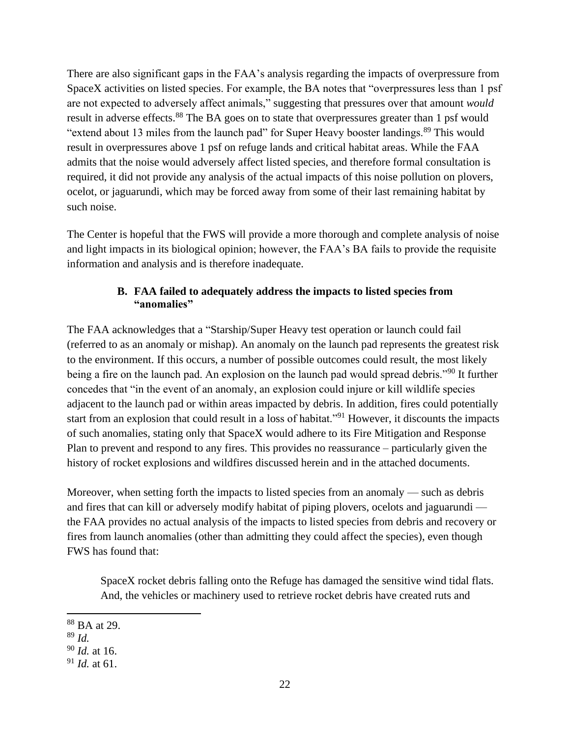There are also significant gaps in the FAA's analysis regarding the impacts of overpressure from SpaceX activities on listed species. For example, the BA notes that "overpressures less than 1 psf are not expected to adversely affect animals," suggesting that pressures over that amount *would* result in adverse effects.[88] The BA goes on to state that overpressures greater than 1 psf would "extend about 13 miles from the launch pad" for Super Heavy booster landings.[89] This would result in overpressures above 1 psf on refuge lands and critical habitat areas. While the FAA admits that the noise would adversely affect listed species, and therefore formal consultation is required, it did not provide any analysis of the actual impacts of this noise pollution on plovers, ocelot, or jaguarundi, which may be forced away from some of their last remaining habitat by such noise.

The Center is hopeful that the FWS will provide a more thorough and complete analysis of noise and light impacts in its biological opinion; however, the FAA's BA fails to provide the requisite information and analysis and is therefore inadequate.

### B. FAA failed to adequately address the impacts to listed species from "anomalies"

The FAA acknowledges that a "Starship/Super Heavy test operation or launch could fail (referred to as an anomaly or mishap). An anomaly on the launch pad represents the greatest risk to the environment. If this occurs, a number of possible outcomes could result, the most likely being a fire on the launch pad. An explosion on the launch pad would spread debris."[90] It further concedes that "in the event of an anomaly, an explosion could injure or kill wildlife species adjacent to the launch pad or within areas impacted by debris. In addition, fires could potentially start from an explosion that could result in a loss of habitat."[91] However, it discounts the impacts of such anomalies, stating only that SpaceX would adhere to its Fire Mitigation and Response Plan to prevent and respond to any fires. This provides no reassurance – particularly given the history of rocket explosions and wildfires discussed herein and in the attached documents.

Moreover, when setting forth the impacts to listed species from an anomaly — such as debris and fires that can kill or adversely modify habitat of piping plovers, ocelots and jaguarundi — the FAA provides no actual analysis of the impacts to listed species from debris and recovery or fires from launch anomalies (other than admitting they could affect the species), even though FWS has found that:

> SpaceX rocket debris falling onto the Refuge has damaged the sensitive wind tidal flats. And, the vehicles or machinery used to retrieve rocket debris have created ruts and

---

[88] BA at 29.

[89] *Id.*

[90] *Id.* at 16.

[91] *Id.* at 61.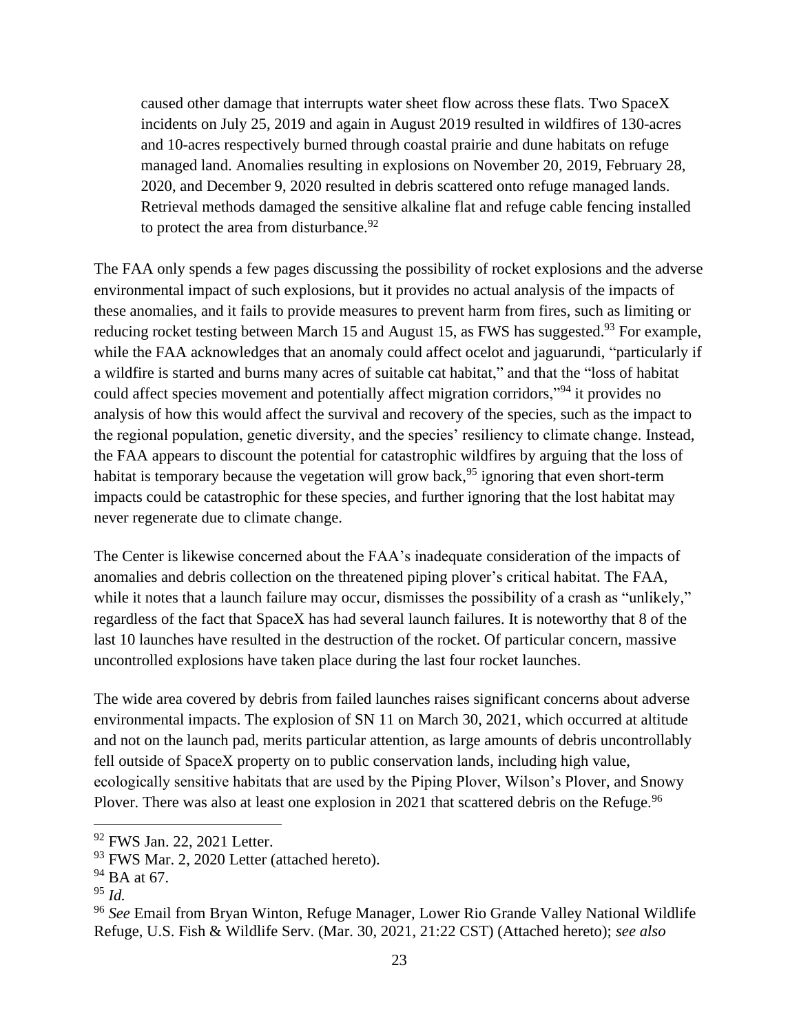> caused other damage that interrupts water sheet flow across these flats. Two SpaceX incidents on July 25, 2019 and again in August 2019 resulted in wildfires of 130-acres and 10-acres respectively burned through coastal prairie and dune habitats on refuge managed land. Anomalies resulting in explosions on November 20, 2019, February 28, 2020, and December 9, 2020 resulted in debris scattered onto refuge managed lands. Retrieval methods damaged the sensitive alkaline flat and refuge cable fencing installed to protect the area from disturbance.[92]

The FAA only spends a few pages discussing the possibility of rocket explosions and the adverse environmental impact of such explosions, but it provides no actual analysis of the impacts of these anomalies, and it fails to provide measures to prevent harm from fires, such as limiting or reducing rocket testing between March 15 and August 15, as FWS has suggested.[93] For example, while the FAA acknowledges that an anomaly could affect ocelot and jaguarundi, "particularly if a wildfire is started and burns many acres of suitable cat habitat," and that the "loss of habitat could affect species movement and potentially affect migration corridors,"[94] it provides no analysis of how this would affect the survival and recovery of the species, such as the impact to the regional population, genetic diversity, and the species' resiliency to climate change. Instead, the FAA appears to discount the potential for catastrophic wildfires by arguing that the loss of habitat is temporary because the vegetation will grow back,[95] ignoring that even short-term impacts could be catastrophic for these species, and further ignoring that the lost habitat may never regenerate due to climate change.

The Center is likewise concerned about the FAA's inadequate consideration of the impacts of anomalies and debris collection on the threatened piping plover's critical habitat. The FAA, while it notes that a launch failure may occur, dismisses the possibility of a crash as "unlikely," regardless of the fact that SpaceX has had several launch failures. It is noteworthy that 8 of the last 10 launches have resulted in the destruction of the rocket. Of particular concern, massive uncontrolled explosions have taken place during the last four rocket launches.

The wide area covered by debris from failed launches raises significant concerns about adverse environmental impacts. The explosion of SN 11 on March 30, 2021, which occurred at altitude and not on the launch pad, merits particular attention, as large amounts of debris uncontrollably fell outside of SpaceX property on to public conservation lands, including high value, ecologically sensitive habitats that are used by the Piping Plover, Wilson's Plover, and Snowy Plover. There was also at least one explosion in 2021 that scattered debris on the Refuge.[96]

---

[92] FWS Jan. 22, 2021 Letter.

[93] FWS Mar. 2, 2020 Letter (attached hereto).

[94] BA at 67.

[95] *Id.*

[96] *See* Email from Bryan Winton, Refuge Manager, Lower Rio Grande Valley National Wildlife Refuge, U.S. Fish & Wildlife Serv. (Mar. 30, 2021, 21:22 CST) (Attached hereto); *see also*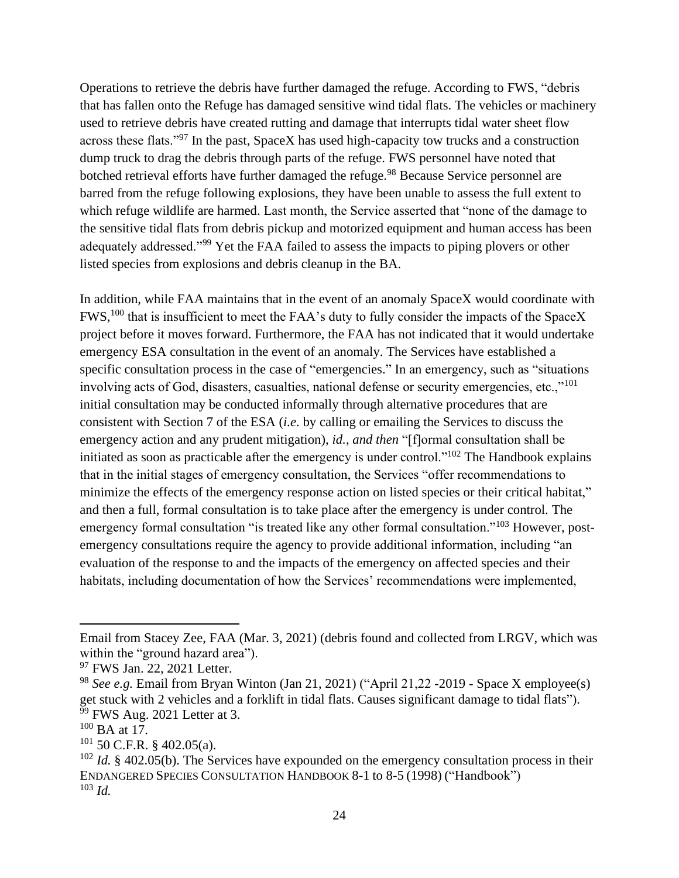Operations to retrieve the debris have further damaged the refuge. According to FWS, "debris that has fallen onto the Refuge has damaged sensitive wind tidal flats. The vehicles or machinery used to retrieve debris have created rutting and damage that interrupts tidal water sheet flow across these flats."[97] In the past, SpaceX has used high-capacity tow trucks and a construction dump truck to drag the debris through parts of the refuge. FWS personnel have noted that botched retrieval efforts have further damaged the refuge.[98] Because Service personnel are barred from the refuge following explosions, they have been unable to assess the full extent to which refuge wildlife are harmed. Last month, the Service asserted that "none of the damage to the sensitive tidal flats from debris pickup and motorized equipment and human access has been adequately addressed."[99] Yet the FAA failed to assess the impacts to piping plovers or other listed species from explosions and debris cleanup in the BA.

In addition, while FAA maintains that in the event of an anomaly SpaceX would coordinate with FWS,[100] that is insufficient to meet the FAA's duty to fully consider the impacts of the SpaceX project before it moves forward. Furthermore, the FAA has not indicated that it would undertake emergency ESA consultation in the event of an anomaly. The Services have established a specific consultation process in the case of "emergencies." In an emergency, such as "situations involving acts of God, disasters, casualties, national defense or security emergencies, etc.,"[101] initial consultation may be conducted informally through alternative procedures that are consistent with Section 7 of the ESA (*i.e*. by calling or emailing the Services to discuss the emergency action and any prudent mitigation), *id.*, *and then* "[f]ormal consultation shall be initiated as soon as practicable after the emergency is under control."[102] The Handbook explains that in the initial stages of emergency consultation, the Services "offer recommendations to minimize the effects of the emergency response action on listed species or their critical habitat," and then a full, formal consultation is to take place after the emergency is under control. The emergency formal consultation "is treated like any other formal consultation."[103] However, post-emergency consultations require the agency to provide additional information, including "an evaluation of the response to and the impacts of the emergency on affected species and their habitats, including documentation of how the Services' recommendations were implemented,

---

Email from Stacey Zee, FAA (Mar. 3, 2021) (debris found and collected from LRGV, which was within the "ground hazard area").

[97] FWS Jan. 22, 2021 Letter.

[98] *See e.g.* Email from Bryan Winton (Jan 21, 2021) ("April 21,22 -2019 - Space X employee(s) get stuck with 2 vehicles and a forklift in tidal flats. Causes significant damage to tidal flats").

[99] FWS Aug. 2021 Letter at 3.

[100] BA at 17.

[101] 50 C.F.R. § 402.05(a).

[102] *Id.* § 402.05(b). The Services have expounded on the emergency consultation process in their ENDANGERED SPECIES CONSULTATION HANDBOOK 8-1 to 8-5 (1998) ("Handbook")

[103] *Id.*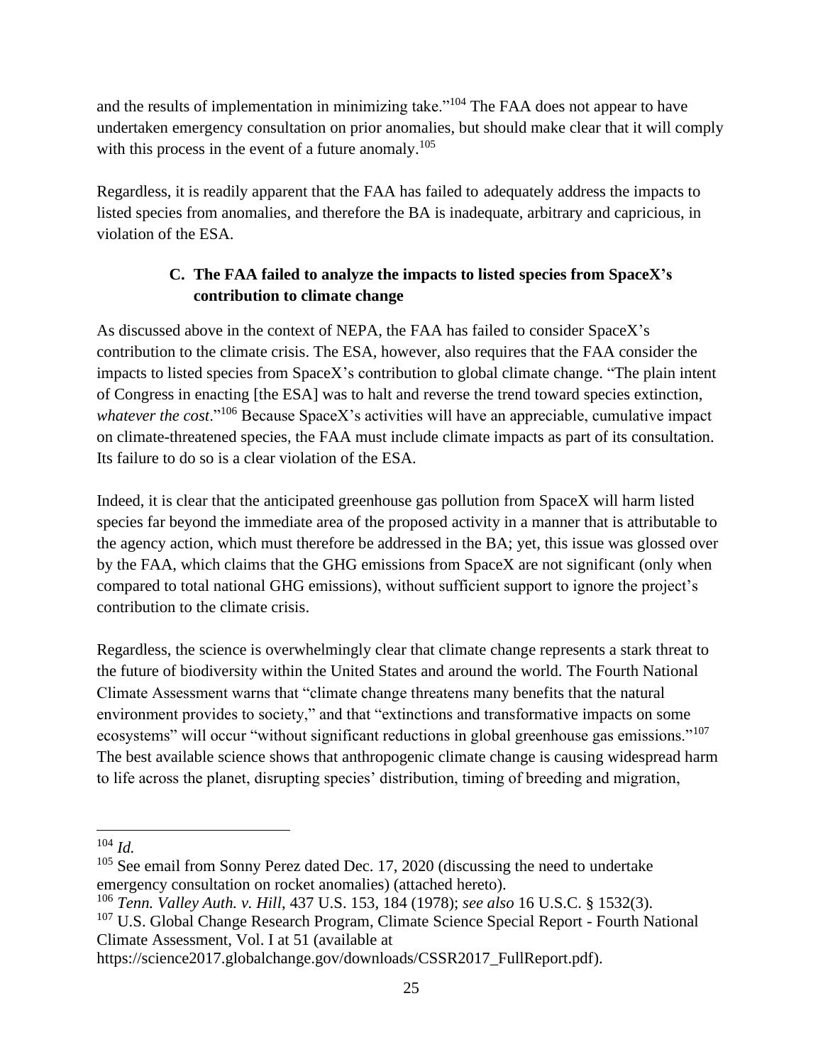and the results of implementation in minimizing take."[104] The FAA does not appear to have undertaken emergency consultation on prior anomalies, but should make clear that it will comply with this process in the event of a future anomaly.[105]

Regardless, it is readily apparent that the FAA has failed to adequately address the impacts to listed species from anomalies, and therefore the BA is inadequate, arbitrary and capricious, in violation of the ESA.

### C. The FAA failed to analyze the impacts to listed species from SpaceX's contribution to climate change

As discussed above in the context of NEPA, the FAA has failed to consider SpaceX's contribution to the climate crisis. The ESA, however, also requires that the FAA consider the impacts to listed species from SpaceX's contribution to global climate change. "The plain intent of Congress in enacting [the ESA] was to halt and reverse the trend toward species extinction, *whatever the cost*."[106] Because SpaceX's activities will have an appreciable, cumulative impact on climate-threatened species, the FAA must include climate impacts as part of its consultation. Its failure to do so is a clear violation of the ESA.

Indeed, it is clear that the anticipated greenhouse gas pollution from SpaceX will harm listed species far beyond the immediate area of the proposed activity in a manner that is attributable to the agency action, which must therefore be addressed in the BA; yet, this issue was glossed over by the FAA, which claims that the GHG emissions from SpaceX are not significant (only when compared to total national GHG emissions), without sufficient support to ignore the project's contribution to the climate crisis.

Regardless, the science is overwhelmingly clear that climate change represents a stark threat to the future of biodiversity within the United States and around the world. The Fourth National Climate Assessment warns that "climate change threatens many benefits that the natural environment provides to society," and that "extinctions and transformative impacts on some ecosystems" will occur "without significant reductions in global greenhouse gas emissions."[107] The best available science shows that anthropogenic climate change is causing widespread harm to life across the planet, disrupting species' distribution, timing of breeding and migration,

---

[104] *Id.*

[105] See email from Sonny Perez dated Dec. 17, 2020 (discussing the need to undertake emergency consultation on rocket anomalies) (attached hereto).

[106] *Tenn. Valley Auth. v. Hill*, 437 U.S. 153, 184 (1978); *see also* 16 U.S.C. § 1532(3).

[107] U.S. Global Change Research Program, Climate Science Special Report - Fourth National Climate Assessment, Vol. I at 51 (available at https://science2017.globalchange.gov/downloads/CSSR2017_FullReport.pdf).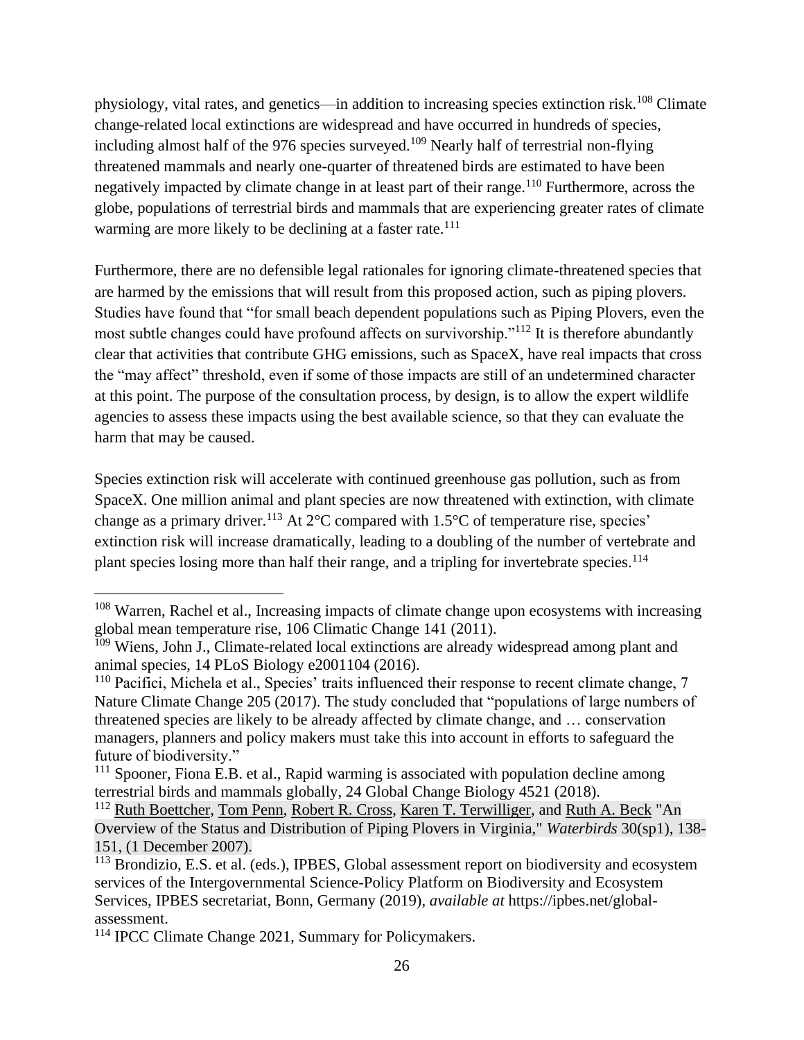physiology, vital rates, and genetics—in addition to increasing species extinction risk.[108] Climate change-related local extinctions are widespread and have occurred in hundreds of species, including almost half of the 976 species surveyed.[109] Nearly half of terrestrial non-flying threatened mammals and nearly one-quarter of threatened birds are estimated to have been negatively impacted by climate change in at least part of their range.[110] Furthermore, across the globe, populations of terrestrial birds and mammals that are experiencing greater rates of climate warming are more likely to be declining at a faster rate.[111]

Furthermore, there are no defensible legal rationales for ignoring climate-threatened species that are harmed by the emissions that will result from this proposed action, such as piping plovers. Studies have found that "for small beach dependent populations such as Piping Plovers, even the most subtle changes could have profound affects on survivorship."[112] It is therefore abundantly clear that activities that contribute GHG emissions, such as SpaceX, have real impacts that cross the "may affect" threshold, even if some of those impacts are still of an undetermined character at this point. The purpose of the consultation process, by design, is to allow the expert wildlife agencies to assess these impacts using the best available science, so that they can evaluate the harm that may be caused.

Species extinction risk will accelerate with continued greenhouse gas pollution, such as from SpaceX. One million animal and plant species are now threatened with extinction, with climate change as a primary driver.[113] At 2°C compared with 1.5°C of temperature rise, species' extinction risk will increase dramatically, leading to a doubling of the number of vertebrate and plant species losing more than half their range, and a tripling for invertebrate species.[114]

---

[108] Warren, Rachel et al., Increasing impacts of climate change upon ecosystems with increasing global mean temperature rise, 106 Climatic Change 141 (2011).

[109] Wiens, John J., Climate-related local extinctions are already widespread among plant and animal species, 14 PLoS Biology e2001104 (2016).

[110] Pacifici, Michela et al., Species' traits influenced their response to recent climate change, 7 Nature Climate Change 205 (2017). The study concluded that "populations of large numbers of threatened species are likely to be already affected by climate change, and … conservation managers, planners and policy makers must take this into account in efforts to safeguard the future of biodiversity."

[111] Spooner, Fiona E.B. et al., Rapid warming is associated with population decline among terrestrial birds and mammals globally, 24 Global Change Biology 4521 (2018).

[112] Ruth Boettcher, Tom Penn, Robert R. Cross, Karen T. Terwilliger, and Ruth A. Beck "An Overview of the Status and Distribution of Piping Plovers in Virginia," *Waterbirds* 30(sp1), 138-151, (1 December 2007).

[113] Brondizio, E.S. et al. (eds.), IPBES, Global assessment report on biodiversity and ecosystem services of the Intergovernmental Science-Policy Platform on Biodiversity and Ecosystem Services, IPBES secretariat, Bonn, Germany (2019), *available at* https://ipbes.net/global-assessment.

[114] IPCC Climate Change 2021, Summary for Policymakers.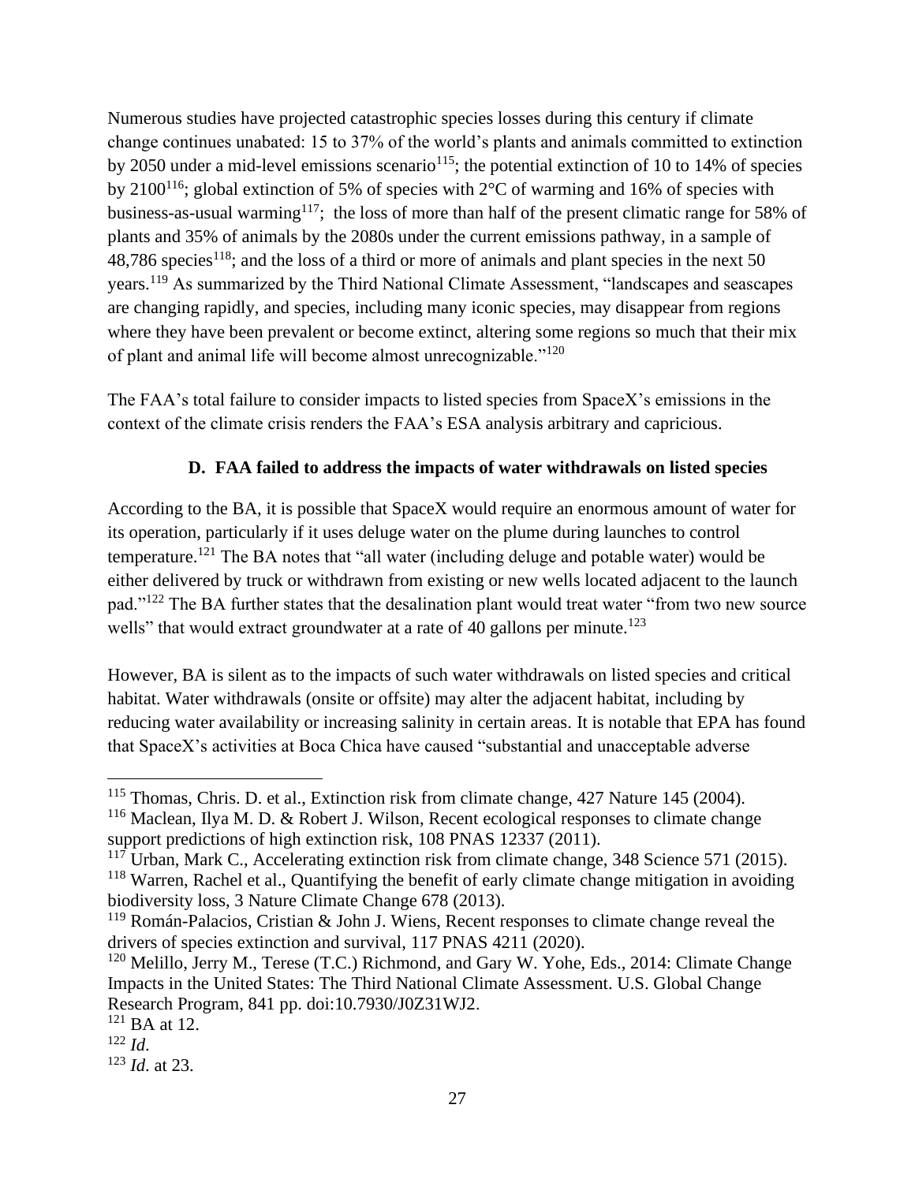Numerous studies have projected catastrophic species losses during this century if climate change continues unabated: 15 to 37% of the world's plants and animals committed to extinction by 2050 under a mid-level emissions scenario[115]; the potential extinction of 10 to 14% of species by 2100[116]; global extinction of 5% of species with 2°C of warming and 16% of species with business-as-usual warming[117]; the loss of more than half of the present climatic range for 58% of plants and 35% of animals by the 2080s under the current emissions pathway, in a sample of 48,786 species[118]; and the loss of a third or more of animals and plant species in the next 50 years.[119] As summarized by the Third National Climate Assessment, "landscapes and seascapes are changing rapidly, and species, including many iconic species, may disappear from regions where they have been prevalent or become extinct, altering some regions so much that their mix of plant and animal life will become almost unrecognizable."[120]

The FAA's total failure to consider impacts to listed species from SpaceX's emissions in the context of the climate crisis renders the FAA's ESA analysis arbitrary and capricious.

### D. FAA failed to address the impacts of water withdrawals on listed species

According to the BA, it is possible that SpaceX would require an enormous amount of water for its operation, particularly if it uses deluge water on the plume during launches to control temperature.[121] The BA notes that "all water (including deluge and potable water) would be either delivered by truck or withdrawn from existing or new wells located adjacent to the launch pad."[122] The BA further states that the desalination plant would treat water "from two new source wells" that would extract groundwater at a rate of 40 gallons per minute.[123]

However, BA is silent as to the impacts of such water withdrawals on listed species and critical habitat. Water withdrawals (onsite or offsite) may alter the adjacent habitat, including by reducing water availability or increasing salinity in certain areas. It is notable that EPA has found that SpaceX's activities at Boca Chica have caused "substantial and unacceptable adverse

---

[115] Thomas, Chris. D. et al., Extinction risk from climate change, 427 Nature 145 (2004).

[116] Maclean, Ilya M. D. & Robert J. Wilson, Recent ecological responses to climate change support predictions of high extinction risk, 108 PNAS 12337 (2011).

[117] Urban, Mark C., Accelerating extinction risk from climate change, 348 Science 571 (2015).

[118] Warren, Rachel et al., Quantifying the benefit of early climate change mitigation in avoiding biodiversity loss, 3 Nature Climate Change 678 (2013).

[119] Román-Palacios, Cristian & John J. Wiens, Recent responses to climate change reveal the drivers of species extinction and survival, 117 PNAS 4211 (2020).

[120] Melillo, Jerry M., Terese (T.C.) Richmond, and Gary W. Yohe, Eds., 2014: Climate Change Impacts in the United States: The Third National Climate Assessment. U.S. Global Change Research Program, 841 pp. doi:10.7930/J0Z31WJ2.

[121] BA at 12.

[122] *Id.*

[123] *Id.* at 23.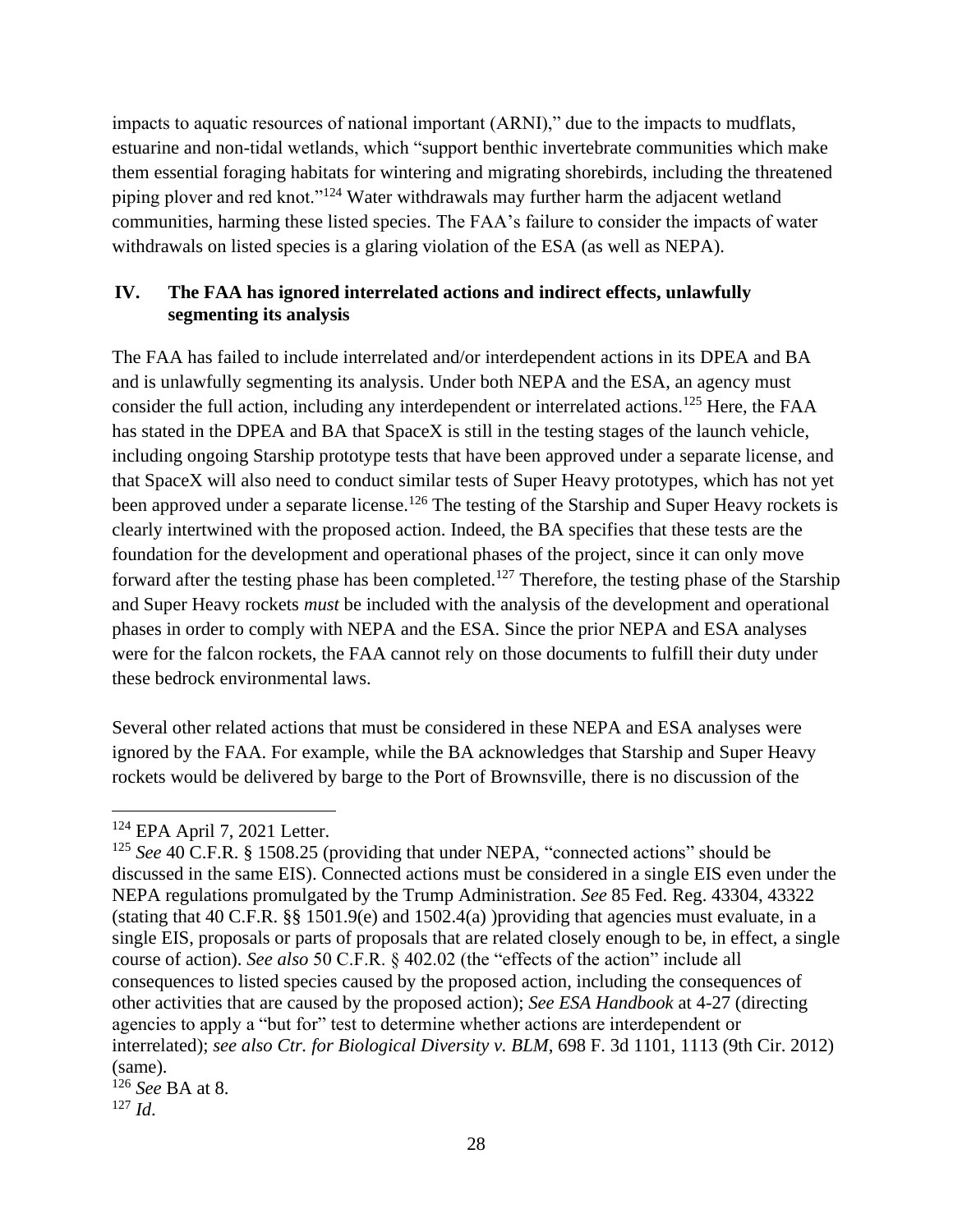impacts to aquatic resources of national important (ARNI)," due to the impacts to mudflats, estuarine and non-tidal wetlands, which "support benthic invertebrate communities which make them essential foraging habitats for wintering and migrating shorebirds, including the threatened piping plover and red knot."[124] Water withdrawals may further harm the adjacent wetland communities, harming these listed species. The FAA's failure to consider the impacts of water withdrawals on listed species is a glaring violation of the ESA (as well as NEPA).

## IV. The FAA has ignored interrelated actions and indirect effects, unlawfully segmenting its analysis

The FAA has failed to include interrelated and/or interdependent actions in its DPEA and BA and is unlawfully segmenting its analysis. Under both NEPA and the ESA, an agency must consider the full action, including any interdependent or interrelated actions.[125] Here, the FAA has stated in the DPEA and BA that SpaceX is still in the testing stages of the launch vehicle, including ongoing Starship prototype tests that have been approved under a separate license, and that SpaceX will also need to conduct similar tests of Super Heavy prototypes, which has not yet been approved under a separate license.[126] The testing of the Starship and Super Heavy rockets is clearly intertwined with the proposed action. Indeed, the BA specifies that these tests are the foundation for the development and operational phases of the project, since it can only move forward after the testing phase has been completed.[127] Therefore, the testing phase of the Starship and Super Heavy rockets *must* be included with the analysis of the development and operational phases in order to comply with NEPA and the ESA. Since the prior NEPA and ESA analyses were for the falcon rockets, the FAA cannot rely on those documents to fulfill their duty under these bedrock environmental laws.

Several other related actions that must be considered in these NEPA and ESA analyses were ignored by the FAA. For example, while the BA acknowledges that Starship and Super Heavy rockets would be delivered by barge to the Port of Brownsville, there is no discussion of the

---

[124] EPA April 7, 2021 Letter.

[125] *See* 40 C.F.R. § 1508.25 (providing that under NEPA, "connected actions" should be discussed in the same EIS). Connected actions must be considered in a single EIS even under the NEPA regulations promulgated by the Trump Administration. *See* 85 Fed. Reg. 43304, 43322 (stating that 40 C.F.R. §§ 1501.9(e) and 1502.4(a) )providing that agencies must evaluate, in a single EIS, proposals or parts of proposals that are related closely enough to be, in effect, a single course of action). *See also* 50 C.F.R. § 402.02 (the "effects of the action" include all consequences to listed species caused by the proposed action, including the consequences of other activities that are caused by the proposed action); *See ESA Handbook* at 4-27 (directing agencies to apply a "but for" test to determine whether actions are interdependent or interrelated); *see also Ctr. for Biological Diversity v. BLM*, 698 F. 3d 1101, 1113 (9th Cir. 2012) (same).

[126] *See* BA at 8.

[127] *Id.*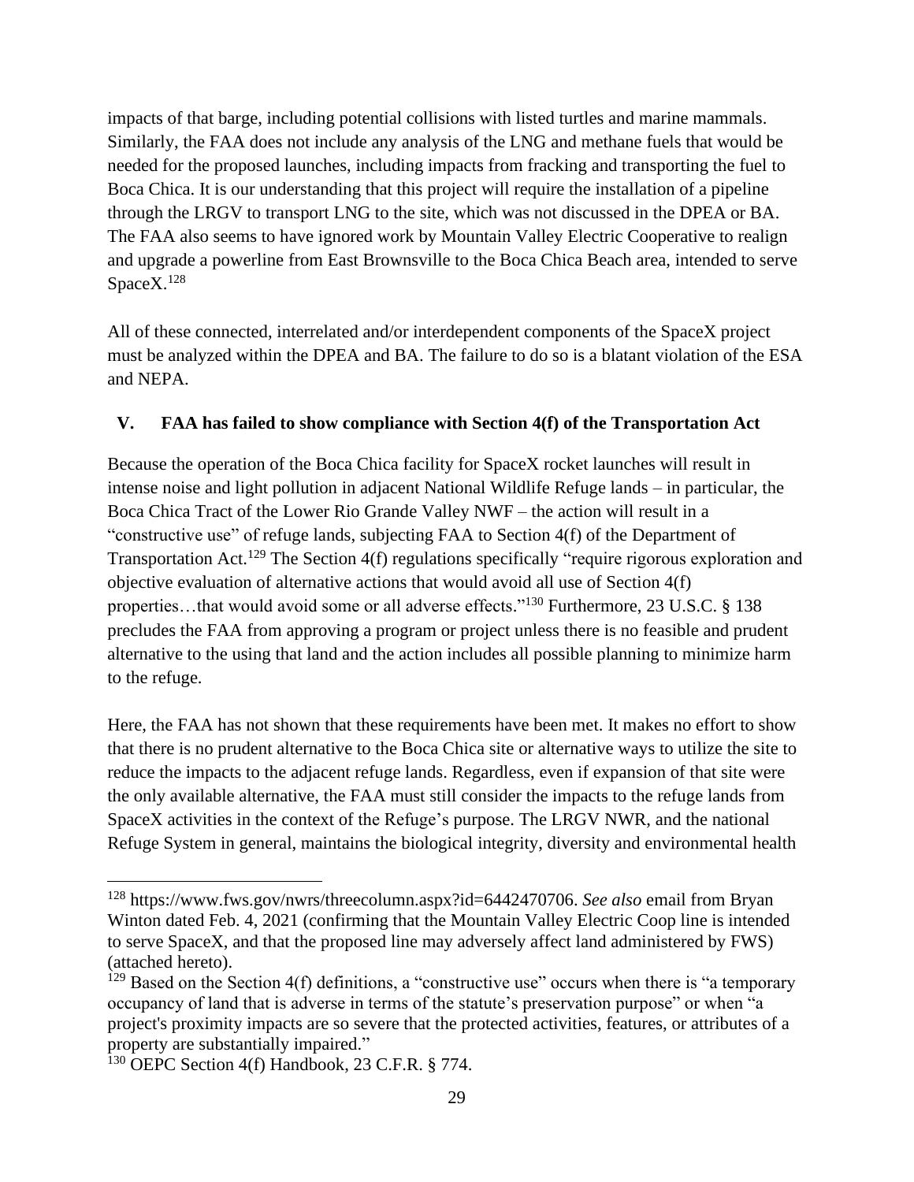impacts of that barge, including potential collisions with listed turtles and marine mammals. Similarly, the FAA does not include any analysis of the LNG and methane fuels that would be needed for the proposed launches, including impacts from fracking and transporting the fuel to Boca Chica. It is our understanding that this project will require the installation of a pipeline through the LRGV to transport LNG to the site, which was not discussed in the DPEA or BA. The FAA also seems to have ignored work by Mountain Valley Electric Cooperative to realign and upgrade a powerline from East Brownsville to the Boca Chica Beach area, intended to serve SpaceX.[128]

All of these connected, interrelated and/or interdependent components of the SpaceX project must be analyzed within the DPEA and BA. The failure to do so is a blatant violation of the ESA and NEPA.

## V. FAA has failed to show compliance with Section 4(f) of the Transportation Act

Because the operation of the Boca Chica facility for SpaceX rocket launches will result in intense noise and light pollution in adjacent National Wildlife Refuge lands – in particular, the Boca Chica Tract of the Lower Rio Grande Valley NWF – the action will result in a "constructive use" of refuge lands, subjecting FAA to Section 4(f) of the Department of Transportation Act.[129] The Section 4(f) regulations specifically "require rigorous exploration and objective evaluation of alternative actions that would avoid all use of Section 4(f) properties…that would avoid some or all adverse effects."[130] Furthermore, 23 U.S.C. § 138 precludes the FAA from approving a program or project unless there is no feasible and prudent alternative to the using that land and the action includes all possible planning to minimize harm to the refuge.

Here, the FAA has not shown that these requirements have been met. It makes no effort to show that there is no prudent alternative to the Boca Chica site or alternative ways to utilize the site to reduce the impacts to the adjacent refuge lands. Regardless, even if expansion of that site were the only available alternative, the FAA must still consider the impacts to the refuge lands from SpaceX activities in the context of the Refuge's purpose. The LRGV NWR, and the national Refuge System in general, maintains the biological integrity, diversity and environmental health

---

[128] https://www.fws.gov/nwrs/threecolumn.aspx?id=6442470706. *See also* email from Bryan Winton dated Feb. 4, 2021 (confirming that the Mountain Valley Electric Coop line is intended to serve SpaceX, and that the proposed line may adversely affect land administered by FWS) (attached hereto).

[129] Based on the Section 4(f) definitions, a "constructive use" occurs when there is "a temporary occupancy of land that is adverse in terms of the statute's preservation purpose" or when "a project's proximity impacts are so severe that the protected activities, features, or attributes of a property are substantially impaired."

[130] OEPC Section 4(f) Handbook, 23 C.F.R. § 774.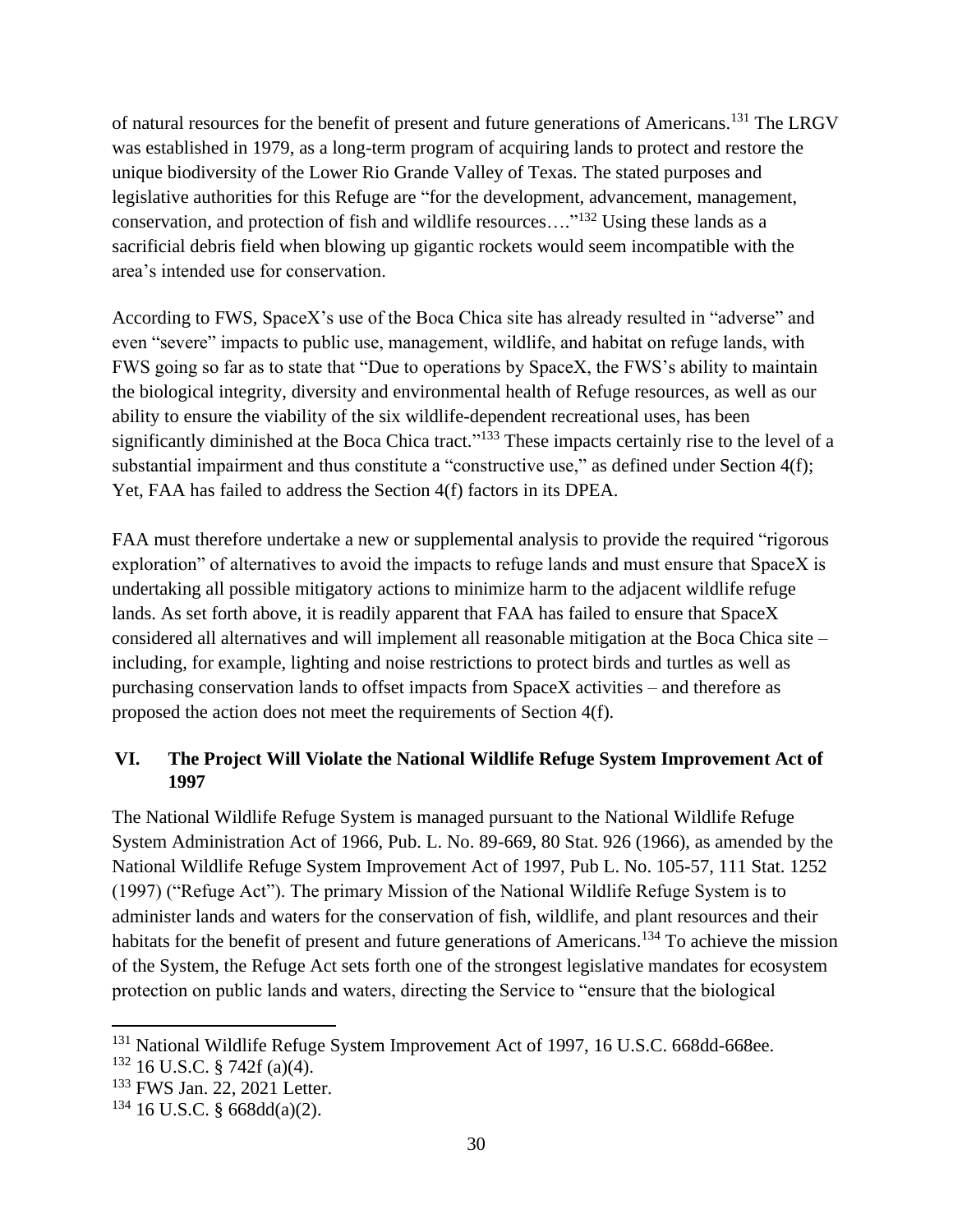of natural resources for the benefit of present and future generations of Americans.[131] The LRGV was established in 1979, as a long-term program of acquiring lands to protect and restore the unique biodiversity of the Lower Rio Grande Valley of Texas. The stated purposes and legislative authorities for this Refuge are "for the development, advancement, management, conservation, and protection of fish and wildlife resources…."[132] Using these lands as a sacrificial debris field when blowing up gigantic rockets would seem incompatible with the area's intended use for conservation.

According to FWS, SpaceX's use of the Boca Chica site has already resulted in "adverse" and even "severe" impacts to public use, management, wildlife, and habitat on refuge lands, with FWS going so far as to state that "Due to operations by SpaceX, the FWS's ability to maintain the biological integrity, diversity and environmental health of Refuge resources, as well as our ability to ensure the viability of the six wildlife-dependent recreational uses, has been significantly diminished at the Boca Chica tract."[133] These impacts certainly rise to the level of a substantial impairment and thus constitute a "constructive use," as defined under Section 4(f); Yet, FAA has failed to address the Section 4(f) factors in its DPEA.

FAA must therefore undertake a new or supplemental analysis to provide the required "rigorous exploration" of alternatives to avoid the impacts to refuge lands and must ensure that SpaceX is undertaking all possible mitigatory actions to minimize harm to the adjacent wildlife refuge lands. As set forth above, it is readily apparent that FAA has failed to ensure that SpaceX considered all alternatives and will implement all reasonable mitigation at the Boca Chica site – including, for example, lighting and noise restrictions to protect birds and turtles as well as purchasing conservation lands to offset impacts from SpaceX activities – and therefore as proposed the action does not meet the requirements of Section 4(f).

## VI. The Project Will Violate the National Wildlife Refuge System Improvement Act of 1997

The National Wildlife Refuge System is managed pursuant to the National Wildlife Refuge System Administration Act of 1966, Pub. L. No. 89-669, 80 Stat. 926 (1966), as amended by the National Wildlife Refuge System Improvement Act of 1997, Pub L. No. 105-57, 111 Stat. 1252 (1997) ("Refuge Act"). The primary Mission of the National Wildlife Refuge System is to administer lands and waters for the conservation of fish, wildlife, and plant resources and their habitats for the benefit of present and future generations of Americans.[134] To achieve the mission of the System, the Refuge Act sets forth one of the strongest legislative mandates for ecosystem protection on public lands and waters, directing the Service to "ensure that the biological

---

[131] National Wildlife Refuge System Improvement Act of 1997, 16 U.S.C. 668dd-668ee.

[132] 16 U.S.C. § 742f (a)(4).

[133] FWS Jan. 22, 2021 Letter.

[134] 16 U.S.C. § 668dd(a)(2).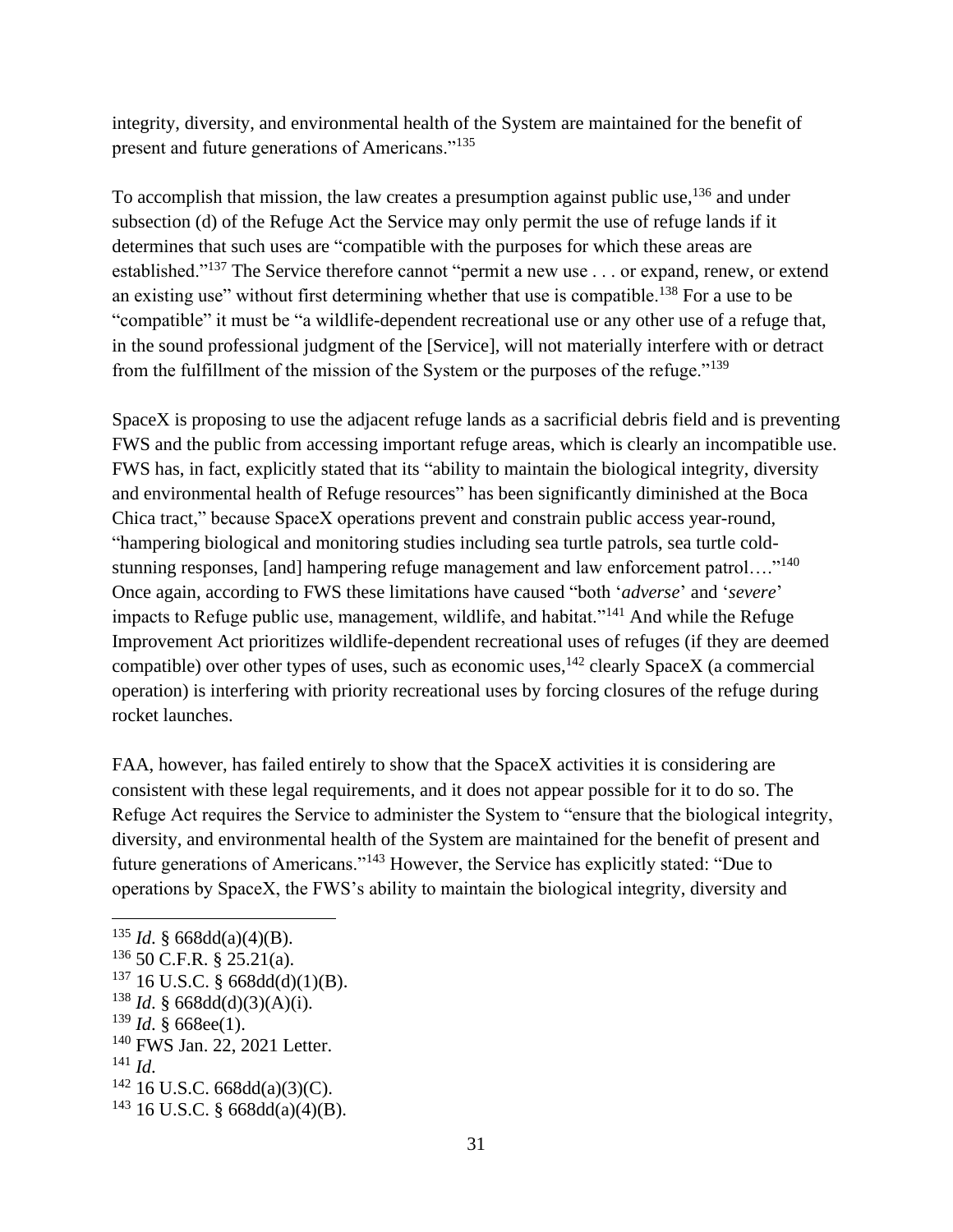integrity, diversity, and environmental health of the System are maintained for the benefit of present and future generations of Americans."[135]

To accomplish that mission, the law creates a presumption against public use,[136] and under subsection (d) of the Refuge Act the Service may only permit the use of refuge lands if it determines that such uses are "compatible with the purposes for which these areas are established."[137] The Service therefore cannot "permit a new use . . . or expand, renew, or extend an existing use" without first determining whether that use is compatible.[138] For a use to be "compatible" it must be "a wildlife-dependent recreational use or any other use of a refuge that, in the sound professional judgment of the [Service], will not materially interfere with or detract from the fulfillment of the mission of the System or the purposes of the refuge."[139]

SpaceX is proposing to use the adjacent refuge lands as a sacrificial debris field and is preventing FWS and the public from accessing important refuge areas, which is clearly an incompatible use. FWS has, in fact, explicitly stated that its "ability to maintain the biological integrity, diversity and environmental health of Refuge resources" has been significantly diminished at the Boca Chica tract," because SpaceX operations prevent and constrain public access year-round, "hampering biological and monitoring studies including sea turtle patrols, sea turtle cold-stunning responses, [and] hampering refuge management and law enforcement patrol…."[140] Once again, according to FWS these limitations have caused "both '*adverse*' and '*severe*' impacts to Refuge public use, management, wildlife, and habitat."[141] And while the Refuge Improvement Act prioritizes wildlife-dependent recreational uses of refuges (if they are deemed compatible) over other types of uses, such as economic uses,[142] clearly SpaceX (a commercial operation) is interfering with priority recreational uses by forcing closures of the refuge during rocket launches.

FAA, however, has failed entirely to show that the SpaceX activities it is considering are consistent with these legal requirements, and it does not appear possible for it to do so. The Refuge Act requires the Service to administer the System to "ensure that the biological integrity, diversity, and environmental health of the System are maintained for the benefit of present and future generations of Americans."[143] However, the Service has explicitly stated: "Due to operations by SpaceX, the FWS's ability to maintain the biological integrity, diversity and

---

[135] *Id.* § 668dd(a)(4)(B).
[136] 50 C.F.R. § 25.21(a).
[137] 16 U.S.C. § 668dd(d)(1)(B).
[138] *Id.* § 668dd(d)(3)(A)(i).
[139] *Id.* § 668ee(1).
[140] FWS Jan. 22, 2021 Letter.
[141] *Id.*
[142] 16 U.S.C. 668dd(a)(3)(C).
[143] 16 U.S.C. § 668dd(a)(4)(B).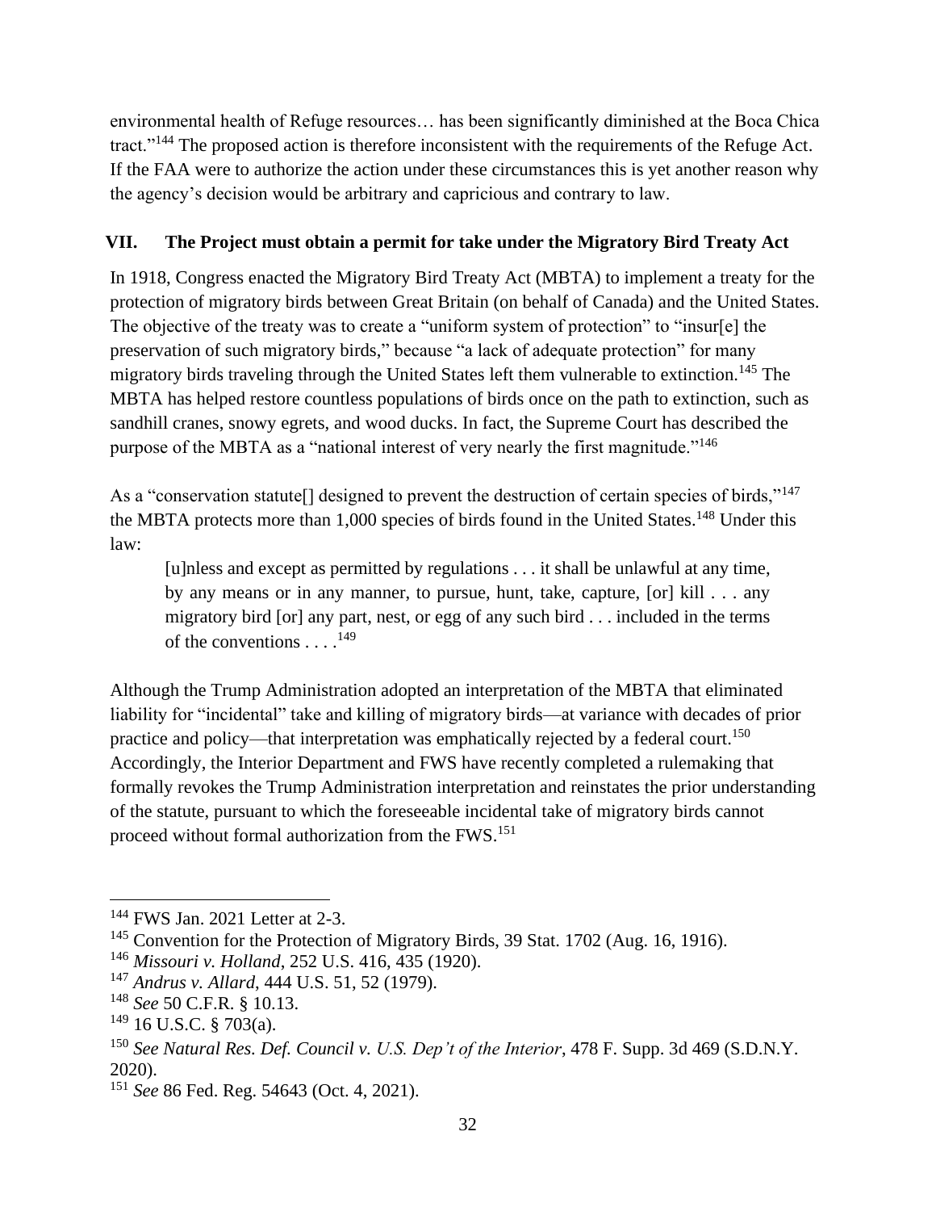environmental health of Refuge resources… has been significantly diminished at the Boca Chica tract."[144] The proposed action is therefore inconsistent with the requirements of the Refuge Act. If the FAA were to authorize the action under these circumstances this is yet another reason why the agency's decision would be arbitrary and capricious and contrary to law.

## VII. The Project must obtain a permit for take under the Migratory Bird Treaty Act

In 1918, Congress enacted the Migratory Bird Treaty Act (MBTA) to implement a treaty for the protection of migratory birds between Great Britain (on behalf of Canada) and the United States. The objective of the treaty was to create a "uniform system of protection" to "insur[e] the preservation of such migratory birds," because "a lack of adequate protection" for many migratory birds traveling through the United States left them vulnerable to extinction.[145] The MBTA has helped restore countless populations of birds once on the path to extinction, such as sandhill cranes, snowy egrets, and wood ducks. In fact, the Supreme Court has described the purpose of the MBTA as a "national interest of very nearly the first magnitude."[146]

As a "conservation statute[] designed to prevent the destruction of certain species of birds,"[147] the MBTA protects more than 1,000 species of birds found in the United States.[148] Under this law:

> [u]nless and except as permitted by regulations . . . it shall be unlawful at any time, by any means or in any manner, to pursue, hunt, take, capture, [or] kill . . . any migratory bird [or] any part, nest, or egg of any such bird . . . included in the terms of the conventions . . . .[149]

Although the Trump Administration adopted an interpretation of the MBTA that eliminated liability for "incidental" take and killing of migratory birds—at variance with decades of prior practice and policy—that interpretation was emphatically rejected by a federal court.[150] Accordingly, the Interior Department and FWS have recently completed a rulemaking that formally revokes the Trump Administration interpretation and reinstates the prior understanding of the statute, pursuant to which the foreseeable incidental take of migratory birds cannot proceed without formal authorization from the FWS.[151]

---

[144] FWS Jan. 2021 Letter at 2-3.

[145] Convention for the Protection of Migratory Birds, 39 Stat. 1702 (Aug. 16, 1916).

[146] *Missouri v. Holland*, 252 U.S. 416, 435 (1920).

[147] *Andrus v. Allard*, 444 U.S. 51, 52 (1979).

[148] *See* 50 C.F.R. § 10.13.

[149] 16 U.S.C. § 703(a).

[150] *See Natural Res. Def. Council v. U.S. Dep't of the Interior*, 478 F. Supp. 3d 469 (S.D.N.Y. 2020).

[151] *See* 86 Fed. Reg. 54643 (Oct. 4, 2021).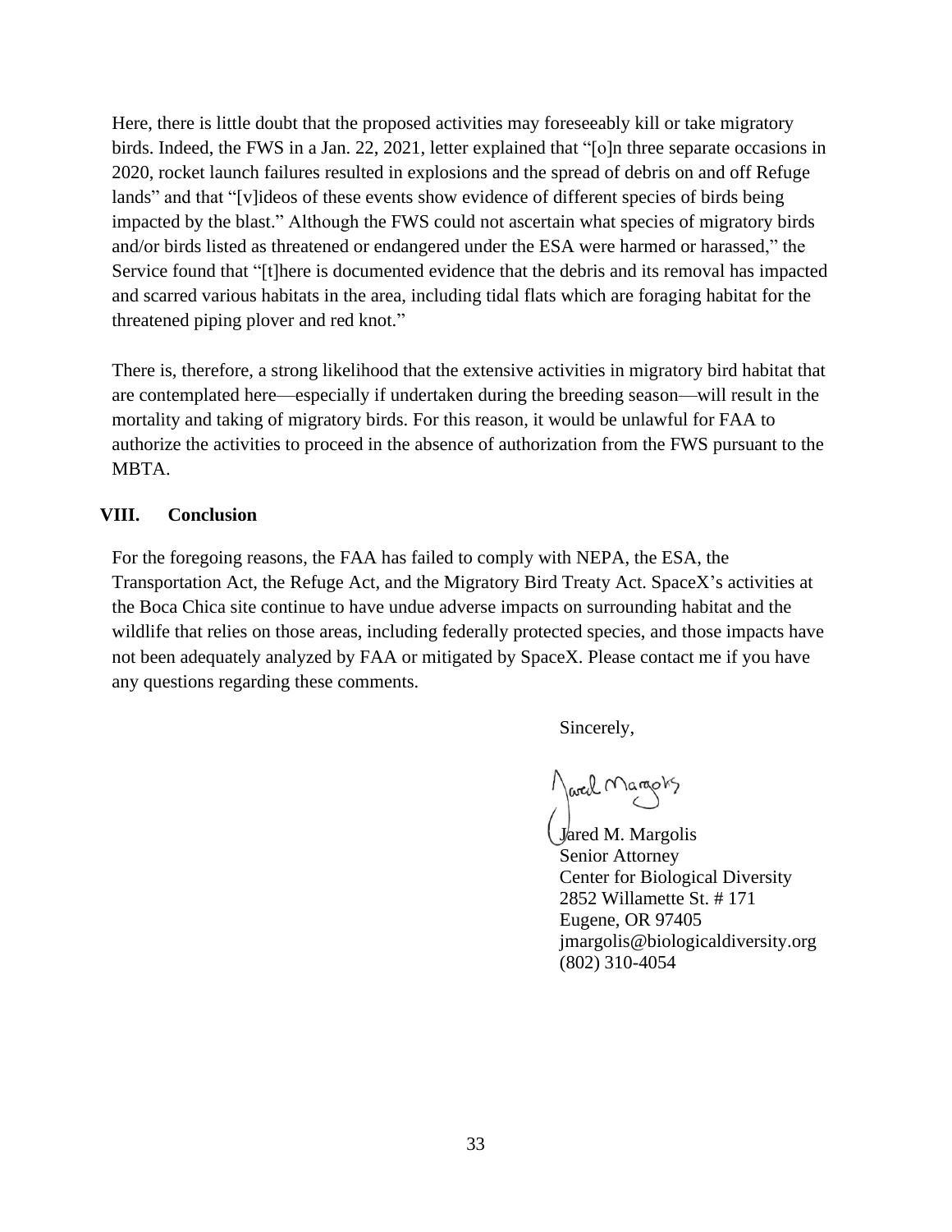Here, there is little doubt that the proposed activities may foreseeably kill or take migratory birds. Indeed, the FWS in a Jan. 22, 2021, letter explained that "[o]n three separate occasions in 2020, rocket launch failures resulted in explosions and the spread of debris on and off Refuge lands" and that "[v]ideos of these events show evidence of different species of birds being impacted by the blast." Although the FWS could not ascertain what species of migratory birds and/or birds listed as threatened or endangered under the ESA were harmed or harassed," the Service found that "[t]here is documented evidence that the debris and its removal has impacted and scarred various habitats in the area, including tidal flats which are foraging habitat for the threatened piping plover and red knot."

There is, therefore, a strong likelihood that the extensive activities in migratory bird habitat that are contemplated here—especially if undertaken during the breeding season—will result in the mortality and taking of migratory birds. For this reason, it would be unlawful for FAA to authorize the activities to proceed in the absence of authorization from the FWS pursuant to the MBTA.

## VIII. Conclusion

For the foregoing reasons, the FAA has failed to comply with NEPA, the ESA, the Transportation Act, the Refuge Act, and the Migratory Bird Treaty Act. SpaceX's activities at the Boca Chica site continue to have undue adverse impacts on surrounding habitat and the wildlife that relies on those areas, including federally protected species, and those impacts have not been adequately analyzed by FAA or mitigated by SpaceX. Please contact me if you have any questions regarding these comments.

Sincerely,

Jared M. Margolis
Senior Attorney
Center for Biological Diversity
2852 Willamette St. # 171
Eugene, OR 97405
jmargolis@biologicaldiversity.org
(802) 310-4054